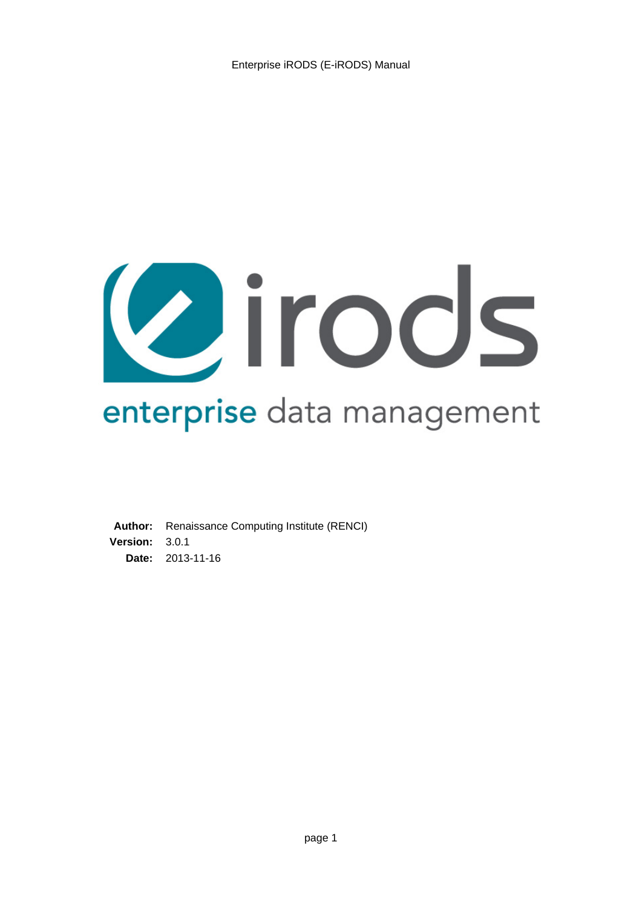# Enterprise iRODS (E-iRODS) Manual

eirods

enterprise data management

**Author:** Renaissance Computing Institute (RENCI)
**Version:** 3.0.1
**Date:** 2013-11-16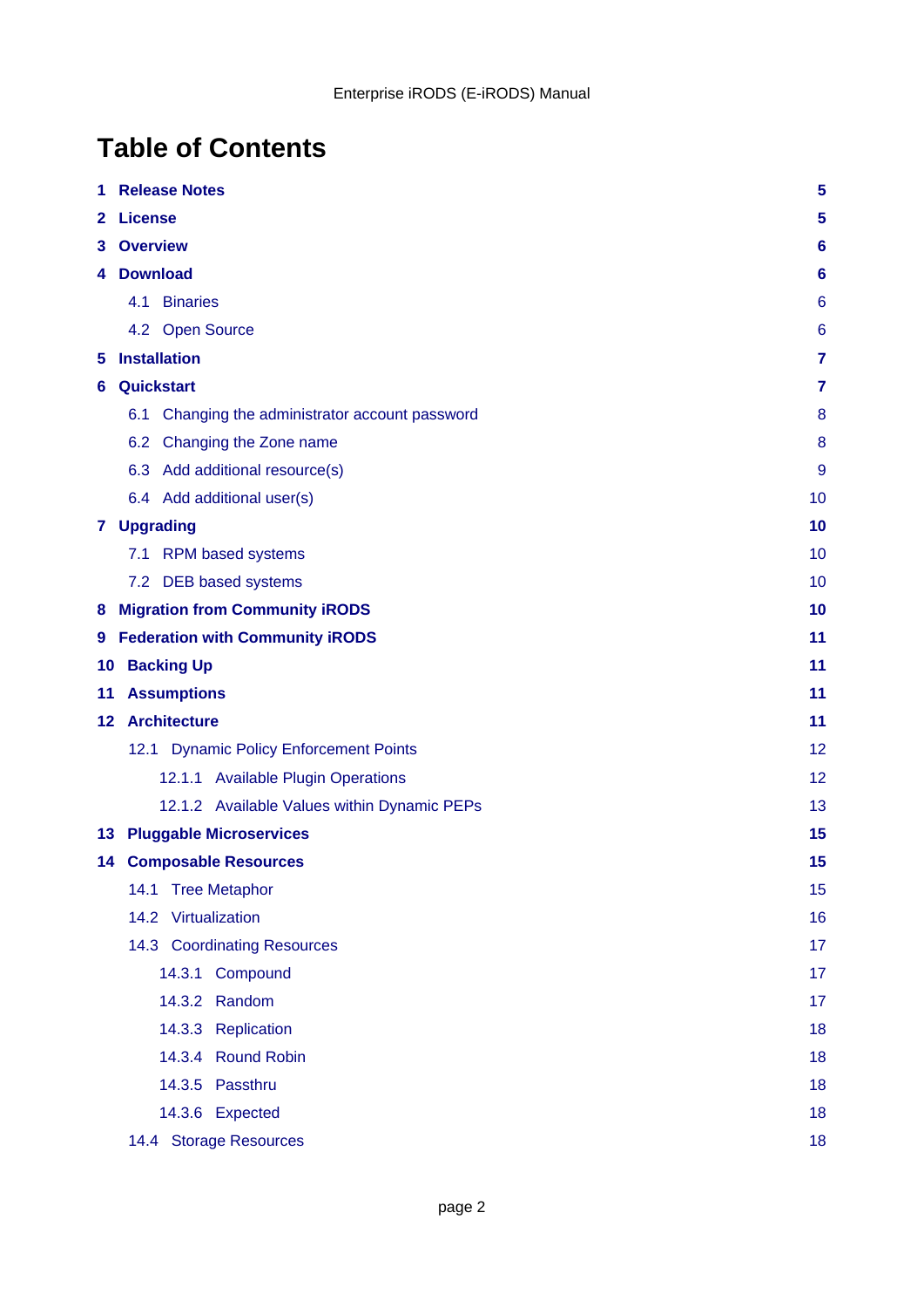# Table of Contents

- **1 Release Notes** **5**
- **2 License** **5**
- **3 Overview** **6**
- **4 Download** **6**
  - 4.1 Binaries 6
  - 4.2 Open Source 6
- **5 Installation** **7**
- **6 Quickstart** **7**
  - 6.1 Changing the administrator account password 8
  - 6.2 Changing the Zone name 8
  - 6.3 Add additional resource(s) 9
  - 6.4 Add additional user(s) 10
- **7 Upgrading** **10**
  - 7.1 RPM based systems 10
  - 7.2 DEB based systems 10
- **8 Migration from Community iRODS** **10**
- **9 Federation with Community iRODS** **11**
- **10 Backing Up** **11**
- **11 Assumptions** **11**
- **12 Architecture** **11**
  - 12.1 Dynamic Policy Enforcement Points 12
    - 12.1.1 Available Plugin Operations 12
    - 12.1.2 Available Values within Dynamic PEPs 13
- **13 Pluggable Microservices** **15**
- **14 Composable Resources** **15**
  - 14.1 Tree Metaphor 15
  - 14.2 Virtualization 16
  - 14.3 Coordinating Resources 17
    - 14.3.1 Compound 17
    - 14.3.2 Random 17
    - 14.3.3 Replication 18
    - 14.3.4 Round Robin 18
    - 14.3.5 Passthru 18
    - 14.3.6 Expected 18
  - 14.4 Storage Resources 18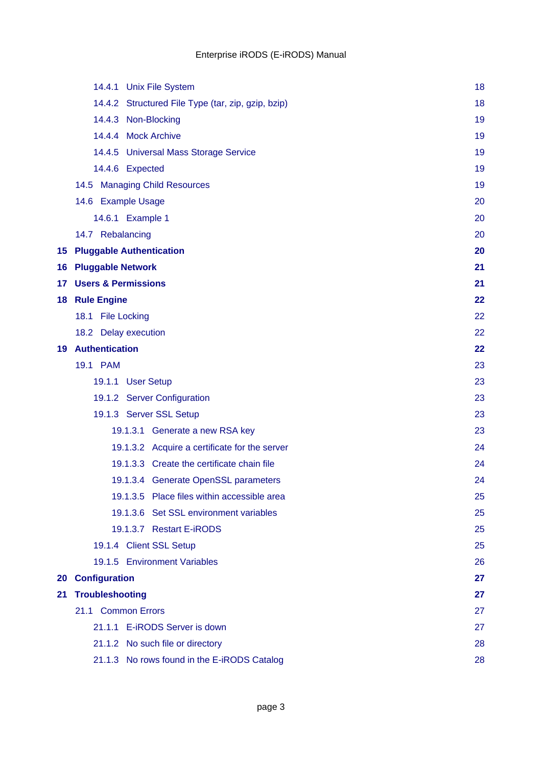- 14.4.1 Unix File System 18
- 14.4.2 Structured File Type (tar, zip, gzip, bzip) 18
- 14.4.3 Non-Blocking 19
- 14.4.4 Mock Archive 19
- 14.4.5 Universal Mass Storage Service 19
- 14.4.6 Expected 19
- 14.5 Managing Child Resources 19
- 14.6 Example Usage 20
  - 14.6.1 Example 1 20
- 14.7 Rebalancing 20

**15 Pluggable Authentication 20**

**16 Pluggable Network 21**

**17 Users & Permissions 21**

**18 Rule Engine 22**

- 18.1 File Locking 22
- 18.2 Delay execution 22

**19 Authentication 22**

- 19.1 PAM 23
  - 19.1.1 User Setup 23
  - 19.1.2 Server Configuration 23
  - 19.1.3 Server SSL Setup 23
    - 19.1.3.1 Generate a new RSA key 23
    - 19.1.3.2 Acquire a certificate for the server 24
    - 19.1.3.3 Create the certificate chain file 24
    - 19.1.3.4 Generate OpenSSL parameters 24
    - 19.1.3.5 Place files within accessible area 25
    - 19.1.3.6 Set SSL environment variables 25
    - 19.1.3.7 Restart E-iRODS 25
  - 19.1.4 Client SSL Setup 25
  - 19.1.5 Environment Variables 26

**20 Configuration 27**

**21 Troubleshooting 27**

- 21.1 Common Errors 27
  - 21.1.1 E-iRODS Server is down 27
  - 21.1.2 No such file or directory 28
  - 21.1.3 No rows found in the E-iRODS Catalog 28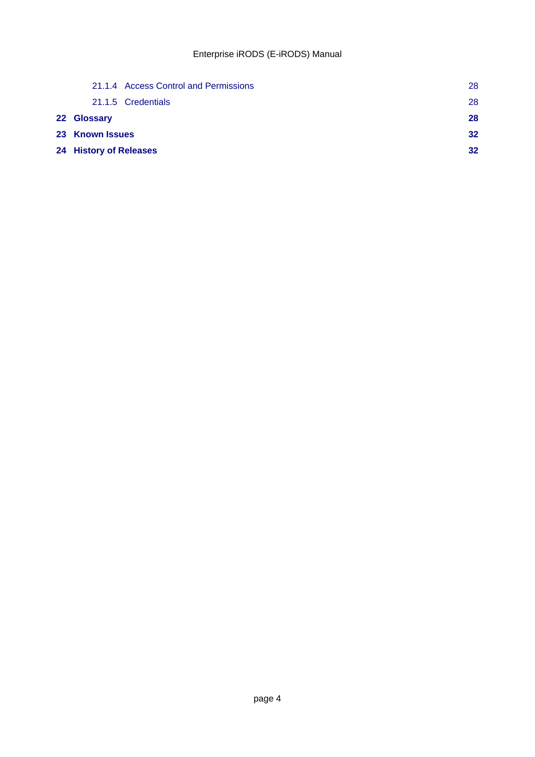21.1.4 Access Control and Permissions 28

21.1.5 Credentials 28

**22 Glossary 28**

**23 Known Issues 32**

**24 History of Releases 32**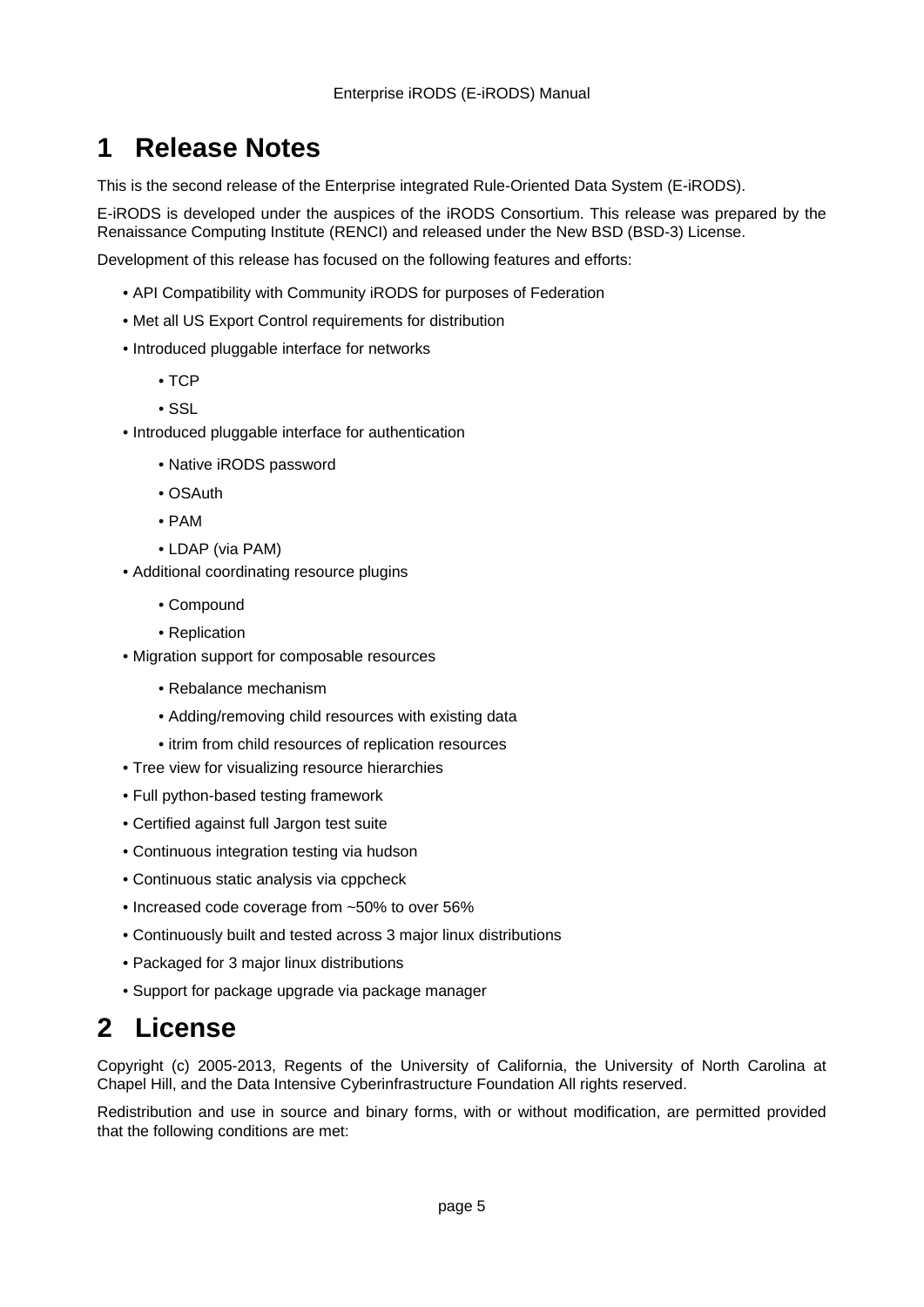# 1 Release Notes

This is the second release of the Enterprise integrated Rule-Oriented Data System (E-iRODS).

E-iRODS is developed under the auspices of the iRODS Consortium. This release was prepared by the Renaissance Computing Institute (RENCI) and released under the New BSD (BSD-3) License.

Development of this release has focused on the following features and efforts:

- API Compatibility with Community iRODS for purposes of Federation
- Met all US Export Control requirements for distribution
- Introduced pluggable interface for networks
  - TCP
  - SSL
- Introduced pluggable interface for authentication
  - Native iRODS password
  - OSAuth
  - PAM
  - LDAP (via PAM)
- Additional coordinating resource plugins
  - Compound
  - Replication
- Migration support for composable resources
  - Rebalance mechanism
  - Adding/removing child resources with existing data
  - itrim from child resources of replication resources
- Tree view for visualizing resource hierarchies
- Full python-based testing framework
- Certified against full Jargon test suite
- Continuous integration testing via hudson
- Continuous static analysis via cppcheck
- Increased code coverage from ~50% to over 56%
- Continuously built and tested across 3 major linux distributions
- Packaged for 3 major linux distributions
- Support for package upgrade via package manager

# 2 License

Copyright (c) 2005-2013, Regents of the University of California, the University of North Carolina at Chapel Hill, and the Data Intensive Cyberinfrastructure Foundation All rights reserved.

Redistribution and use in source and binary forms, with or without modification, are permitted provided that the following conditions are met: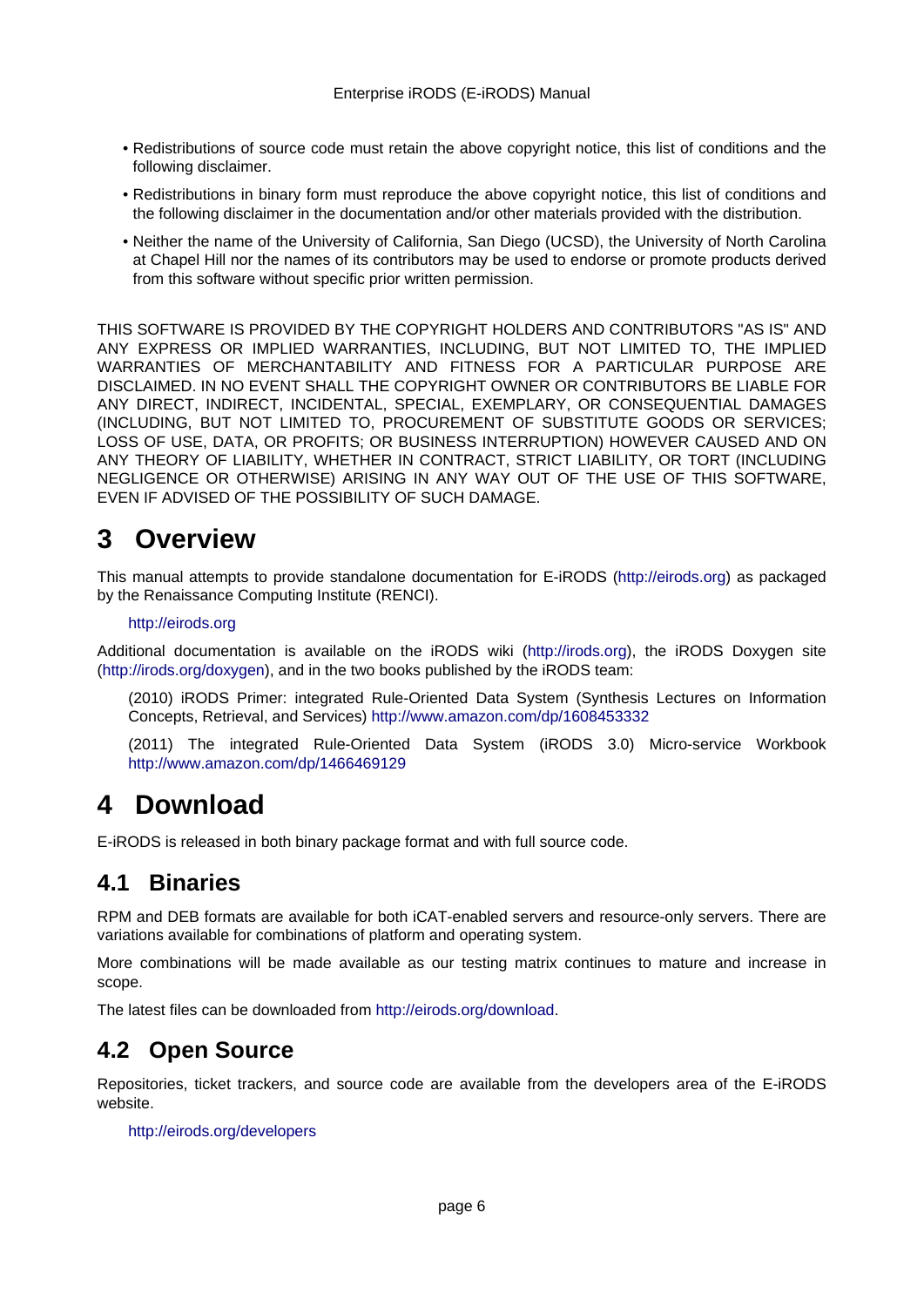- Redistributions of source code must retain the above copyright notice, this list of conditions and the following disclaimer.
- Redistributions in binary form must reproduce the above copyright notice, this list of conditions and the following disclaimer in the documentation and/or other materials provided with the distribution.
- Neither the name of the University of California, San Diego (UCSD), the University of North Carolina at Chapel Hill nor the names of its contributors may be used to endorse or promote products derived from this software without specific prior written permission.

THIS SOFTWARE IS PROVIDED BY THE COPYRIGHT HOLDERS AND CONTRIBUTORS "AS IS" AND ANY EXPRESS OR IMPLIED WARRANTIES, INCLUDING, BUT NOT LIMITED TO, THE IMPLIED WARRANTIES OF MERCHANTABILITY AND FITNESS FOR A PARTICULAR PURPOSE ARE DISCLAIMED. IN NO EVENT SHALL THE COPYRIGHT OWNER OR CONTRIBUTORS BE LIABLE FOR ANY DIRECT, INDIRECT, INCIDENTAL, SPECIAL, EXEMPLARY, OR CONSEQUENTIAL DAMAGES (INCLUDING, BUT NOT LIMITED TO, PROCUREMENT OF SUBSTITUTE GOODS OR SERVICES; LOSS OF USE, DATA, OR PROFITS; OR BUSINESS INTERRUPTION) HOWEVER CAUSED AND ON ANY THEORY OF LIABILITY, WHETHER IN CONTRACT, STRICT LIABILITY, OR TORT (INCLUDING NEGLIGENCE OR OTHERWISE) ARISING IN ANY WAY OUT OF THE USE OF THIS SOFTWARE, EVEN IF ADVISED OF THE POSSIBILITY OF SUCH DAMAGE.

# 3 Overview

This manual attempts to provide standalone documentation for E-iRODS (http://eirods.org) as packaged by the Renaissance Computing Institute (RENCI).

> http://eirods.org

Additional documentation is available on the iRODS wiki (http://irods.org), the iRODS Doxygen site (http://irods.org/doxygen), and in the two books published by the iRODS team:

> (2010) iRODS Primer: integrated Rule-Oriented Data System (Synthesis Lectures on Information Concepts, Retrieval, and Services) http://www.amazon.com/dp/1608453332
>
> (2011) The integrated Rule-Oriented Data System (iRODS 3.0) Micro-service Workbook http://www.amazon.com/dp/1466469129

# 4 Download

E-iRODS is released in both binary package format and with full source code.

## 4.1 Binaries

RPM and DEB formats are available for both iCAT-enabled servers and resource-only servers. There are variations available for combinations of platform and operating system.

More combinations will be made available as our testing matrix continues to mature and increase in scope.

The latest files can be downloaded from http://eirods.org/download.

## 4.2 Open Source

Repositories, ticket trackers, and source code are available from the developers area of the E-iRODS website.

> http://eirods.org/developers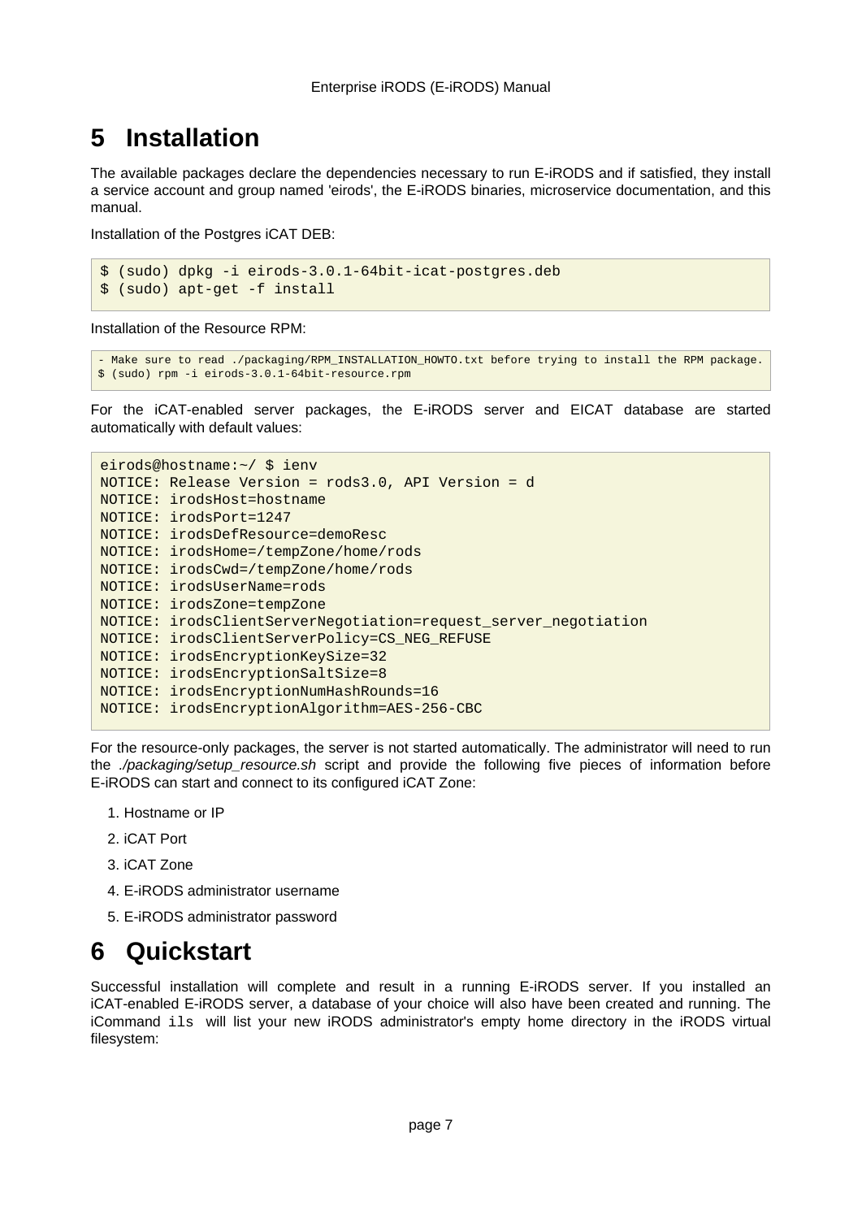# 5 Installation

The available packages declare the dependencies necessary to run E-iRODS and if satisfied, they install a service account and group named 'eirods', the E-iRODS binaries, microservice documentation, and this manual.

Installation of the Postgres iCAT DEB:

```
$ (sudo) dpkg -i eirods-3.0.1-64bit-icat-postgres.deb
$ (sudo) apt-get -f install
```

Installation of the Resource RPM:

```
- Make sure to read ./packaging/RPM_INSTALLATION_HOWTO.txt before trying to install the RPM package.
$ (sudo) rpm -i eirods-3.0.1-64bit-resource.rpm
```

For the iCAT-enabled server packages, the E-iRODS server and EICAT database are started automatically with default values:

```
eirods@hostname:~/ $ ienv
NOTICE: Release Version = rods3.0, API Version = d
NOTICE: irodsHost=hostname
NOTICE: irodsPort=1247
NOTICE: irodsDefResource=demoResc
NOTICE: irodsHome=/tempZone/home/rods
NOTICE: irodsCwd=/tempZone/home/rods
NOTICE: irodsUserName=rods
NOTICE: irodsZone=tempZone
NOTICE: irodsClientServerNegotiation=request_server_negotiation
NOTICE: irodsClientServerPolicy=CS_NEG_REFUSE
NOTICE: irodsEncryptionKeySize=32
NOTICE: irodsEncryptionSaltSize=8
NOTICE: irodsEncryptionNumHashRounds=16
NOTICE: irodsEncryptionAlgorithm=AES-256-CBC
```

For the resource-only packages, the server is not started automatically. The administrator will need to run the *./packaging/setup_resource.sh* script and provide the following five pieces of information before E-iRODS can start and connect to its configured iCAT Zone:

1. Hostname or IP
2. iCAT Port
3. iCAT Zone
4. E-iRODS administrator username
5. E-iRODS administrator password

# 6 Quickstart

Successful installation will complete and result in a running E-iRODS server. If you installed an iCAT-enabled E-iRODS server, a database of your choice will also have been created and running. The iCommand `ils` will list your new iRODS administrator's empty home directory in the iRODS virtual filesystem: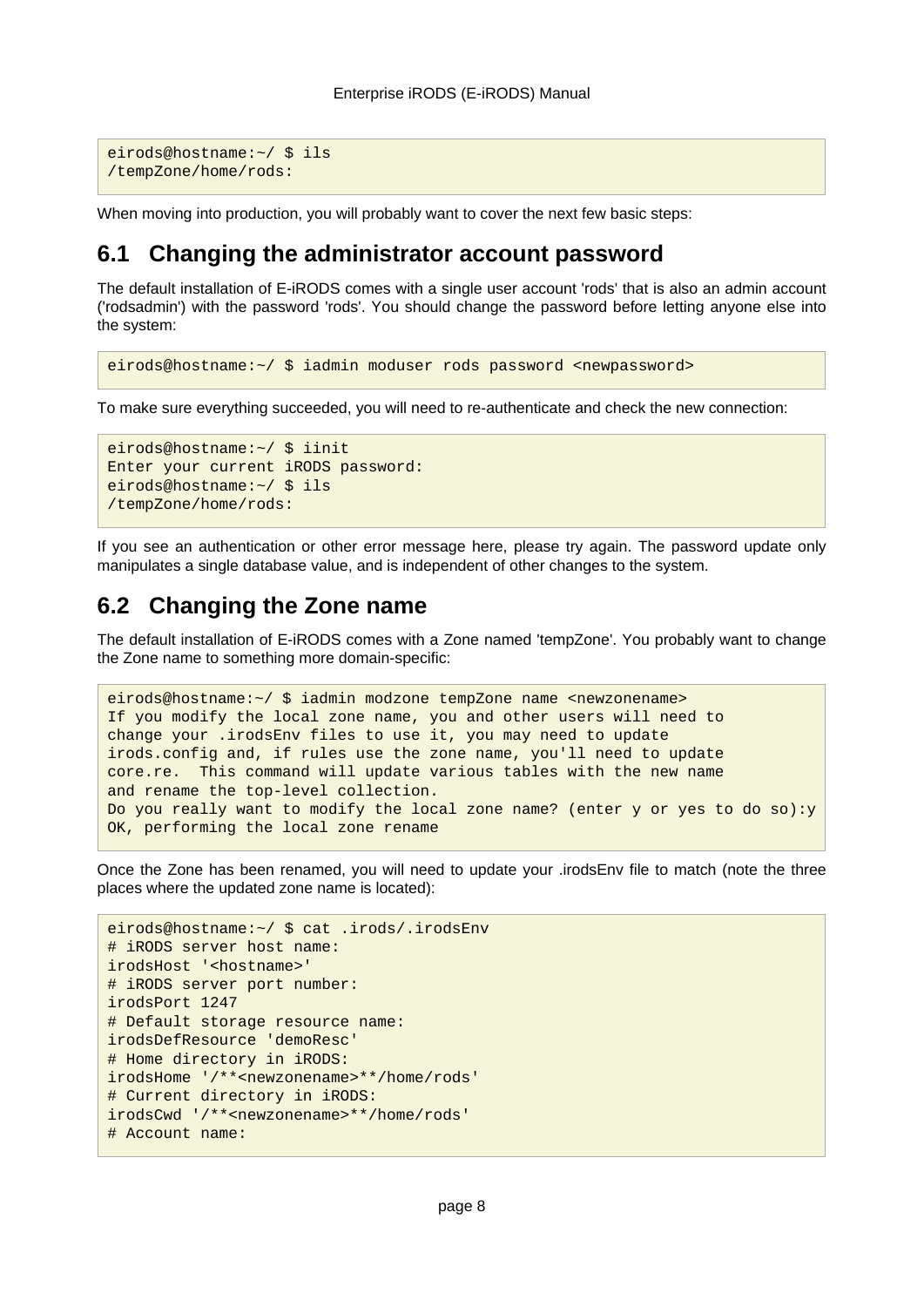```
eirods@hostname:~/ $ ils
/tempZone/home/rods:
```

When moving into production, you will probably want to cover the next few basic steps:

## 6.1 Changing the administrator account password

The default installation of E-iRODS comes with a single user account 'rods' that is also an admin account ('rodsadmin') with the password 'rods'. You should change the password before letting anyone else into the system:

```
eirods@hostname:~/ $ iadmin moduser rods password <newpassword>
```

To make sure everything succeeded, you will need to re-authenticate and check the new connection:

```
eirods@hostname:~/ $ iinit
Enter your current iRODS password:
eirods@hostname:~/ $ ils
/tempZone/home/rods:
```

If you see an authentication or other error message here, please try again. The password update only manipulates a single database value, and is independent of other changes to the system.

## 6.2 Changing the Zone name

The default installation of E-iRODS comes with a Zone named 'tempZone'. You probably want to change the Zone name to something more domain-specific:

```
eirods@hostname:~/ $ iadmin modzone tempZone name <newzonename>
If you modify the local zone name, you and other users will need to
change your .irodsEnv files to use it, you may need to update
irods.config and, if rules use the zone name, you'll need to update
core.re.  This command will update various tables with the new name
and rename the top-level collection.
Do you really want to modify the local zone name? (enter y or yes to do so):y
OK, performing the local zone rename
```

Once the Zone has been renamed, you will need to update your .irodsEnv file to match (note the three places where the updated zone name is located):

```
eirods@hostname:~/ $ cat .irods/.irodsEnv
# iRODS server host name:
irodsHost '<hostname>'
# iRODS server port number:
irodsPort 1247
# Default storage resource name:
irodsDefResource 'demoResc'
# Home directory in iRODS:
irodsHome '/**<newzonename>**/home/rods'
# Current directory in iRODS:
irodsCwd '/**<newzonename>**/home/rods'
# Account name:
```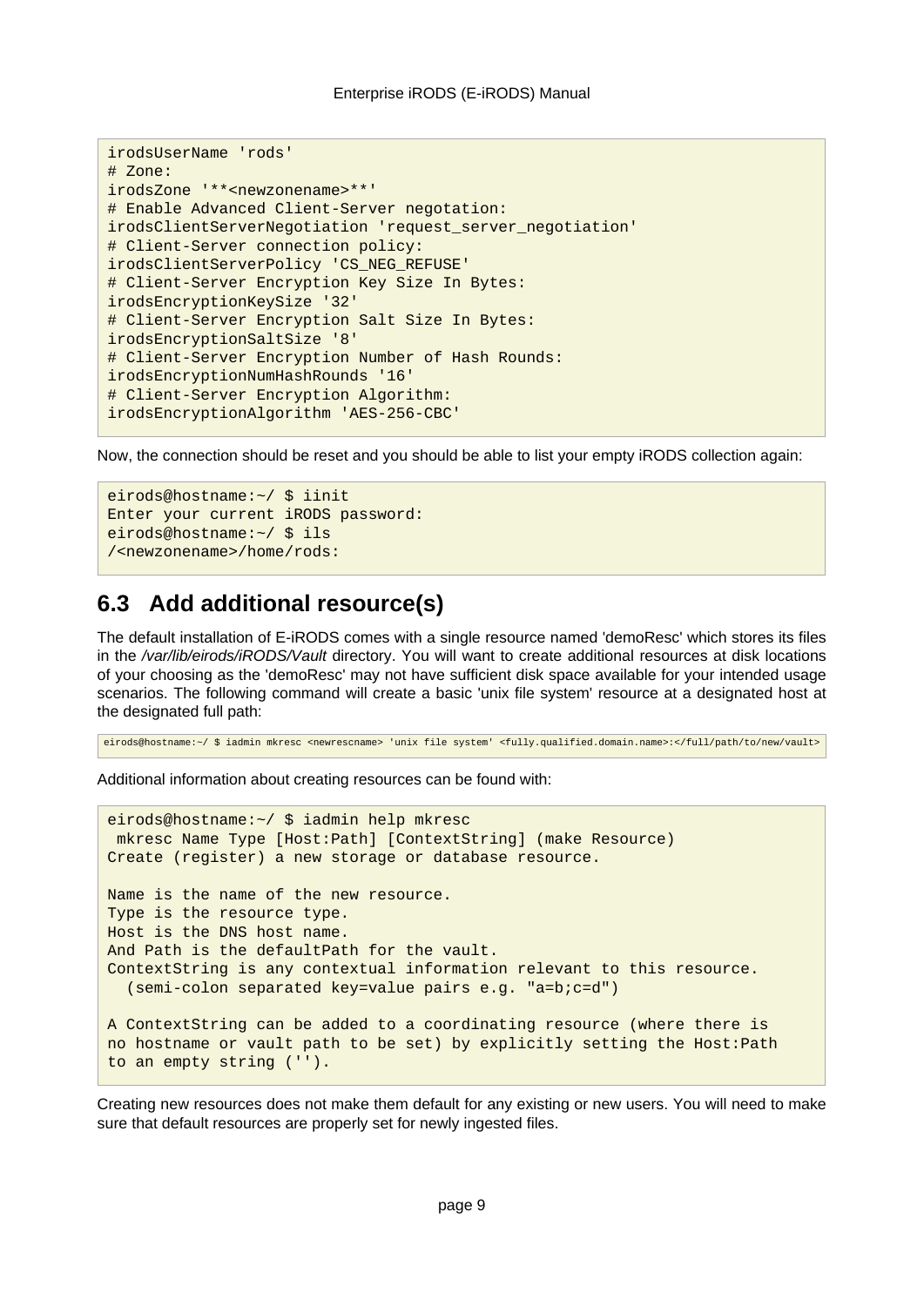```
irodsUserName 'rods'
# Zone:
irodsZone '**<newzonename>**'
# Enable Advanced Client-Server negotation:
irodsClientServerNegotiation 'request_server_negotiation'
# Client-Server connection policy:
irodsClientServerPolicy 'CS_NEG_REFUSE'
# Client-Server Encryption Key Size In Bytes:
irodsEncryptionKeySize '32'
# Client-Server Encryption Salt Size In Bytes:
irodsEncryptionSaltSize '8'
# Client-Server Encryption Number of Hash Rounds:
irodsEncryptionNumHashRounds '16'
# Client-Server Encryption Algorithm:
irodsEncryptionAlgorithm 'AES-256-CBC'
```

Now, the connection should be reset and you should be able to list your empty iRODS collection again:

```
eirods@hostname:~/ $ iinit
Enter your current iRODS password:
eirods@hostname:~/ $ ils
/<newzonename>/home/rods:
```

## 6.3 Add additional resource(s)

The default installation of E-iRODS comes with a single resource named 'demoResc' which stores its files in the */var/lib/eirods/iRODS/Vault* directory. You will want to create additional resources at disk locations of your choosing as the 'demoResc' may not have sufficient disk space available for your intended usage scenarios. The following command will create a basic 'unix file system' resource at a designated host at the designated full path:

```
eirods@hostname:~/ $ iadmin mkresc <newrescname> 'unix file system' <fully.qualified.domain.name>:</full/path/to/new/vault>
```

Additional information about creating resources can be found with:

```
eirods@hostname:~/ $ iadmin help mkresc
 mkresc Name Type [Host:Path] [ContextString] (make Resource)
Create (register) a new storage or database resource.

Name is the name of the new resource.
Type is the resource type.
Host is the DNS host name.
And Path is the defaultPath for the vault.
ContextString is any contextual information relevant to this resource.
  (semi-colon separated key=value pairs e.g. "a=b;c=d")

A ContextString can be added to a coordinating resource (where there is
no hostname or vault path to be set) by explicitly setting the Host:Path
to an empty string ('').
```

Creating new resources does not make them default for any existing or new users. You will need to make sure that default resources are properly set for newly ingested files.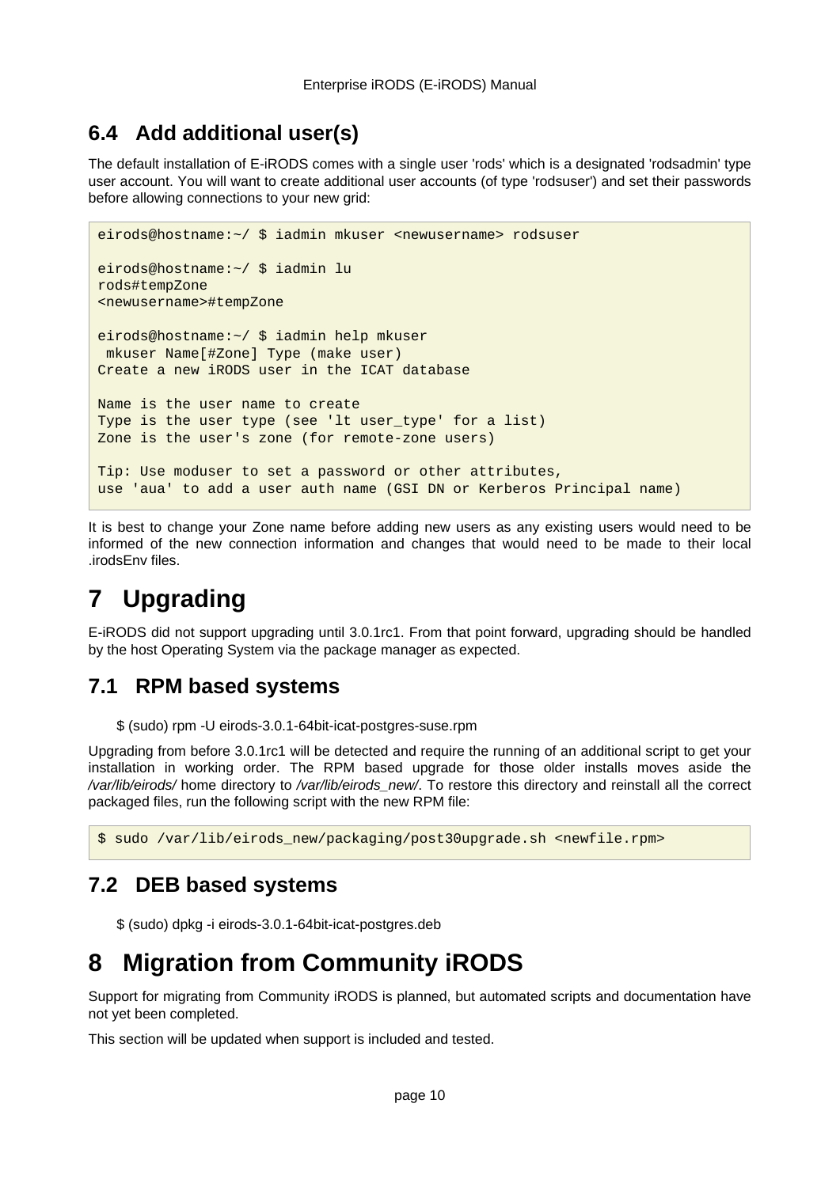## 6.4 Add additional user(s)

The default installation of E-iRODS comes with a single user 'rods' which is a designated 'rodsadmin' type user account. You will want to create additional user accounts (of type 'rodsuser') and set their passwords before allowing connections to your new grid:

```
eirods@hostname:~/ $ iadmin mkuser <newusername> rodsuser

eirods@hostname:~/ $ iadmin lu
rods#tempZone
<newusername>#tempZone

eirods@hostname:~/ $ iadmin help mkuser
 mkuser Name[#Zone] Type (make user)
Create a new iRODS user in the ICAT database

Name is the user name to create
Type is the user type (see 'lt user_type' for a list)
Zone is the user's zone (for remote-zone users)

Tip: Use moduser to set a password or other attributes,
use 'aua' to add a user auth name (GSI DN or Kerberos Principal name)
```

It is best to change your Zone name before adding new users as any existing users would need to be informed of the new connection information and changes that would need to be made to their local .irodsEnv files.

# 7 Upgrading

E-iRODS did not support upgrading until 3.0.1rc1. From that point forward, upgrading should be handled by the host Operating System via the package manager as expected.

## 7.1 RPM based systems

$ (sudo) rpm -U eirods-3.0.1-64bit-icat-postgres-suse.rpm

Upgrading from before 3.0.1rc1 will be detected and require the running of an additional script to get your installation in working order. The RPM based upgrade for those older installs moves aside the */var/lib/eirods/* home directory to */var/lib/eirods_new/*. To restore this directory and reinstall all the correct packaged files, run the following script with the new RPM file:

```
$ sudo /var/lib/eirods_new/packaging/post30upgrade.sh <newfile.rpm>
```

## 7.2 DEB based systems

$ (sudo) dpkg -i eirods-3.0.1-64bit-icat-postgres.deb

# 8 Migration from Community iRODS

Support for migrating from Community iRODS is planned, but automated scripts and documentation have not yet been completed.

This section will be updated when support is included and tested.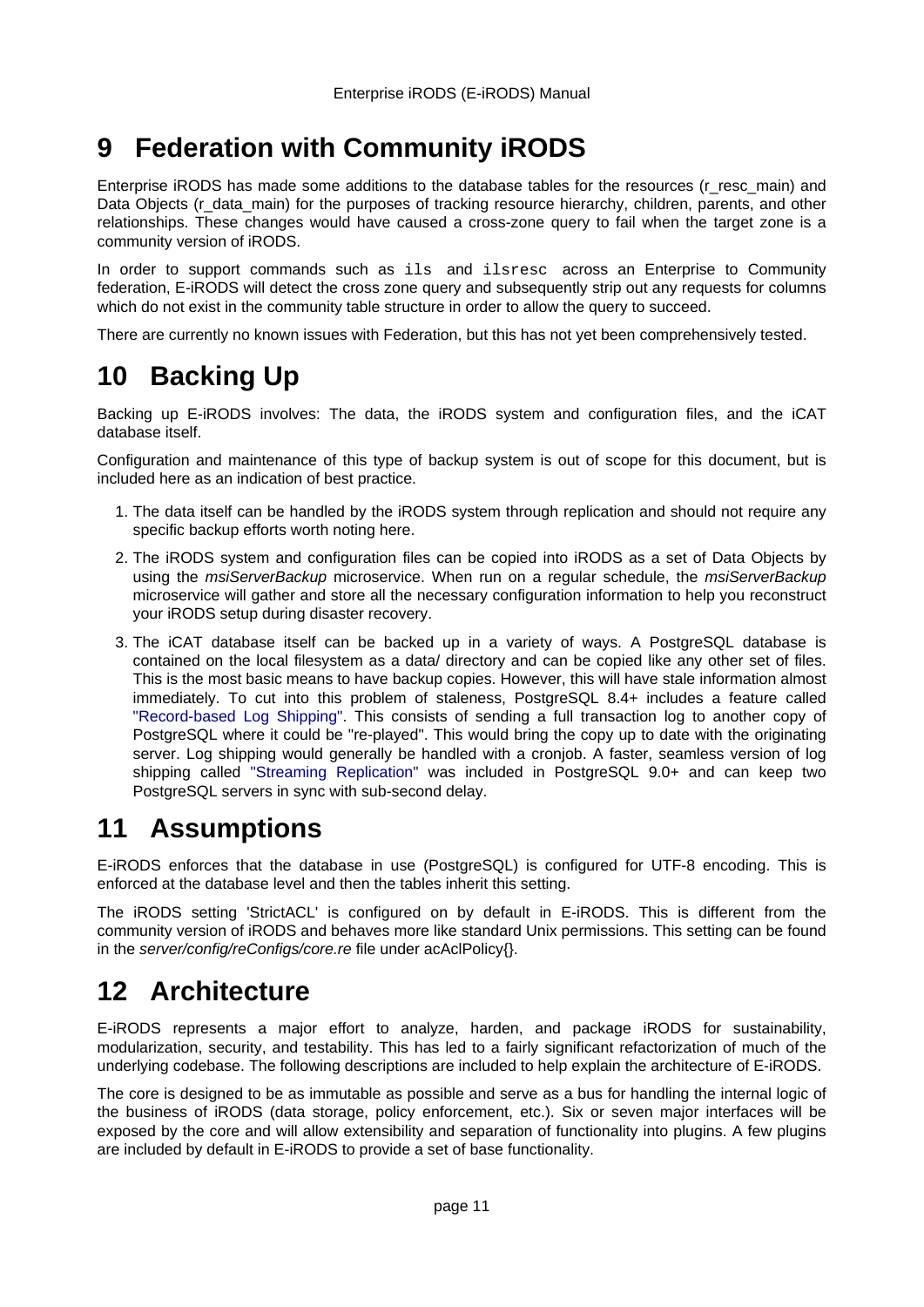# 9 Federation with Community iRODS

Enterprise iRODS has made some additions to the database tables for the resources (r_resc_main) and Data Objects (r_data_main) for the purposes of tracking resource hierarchy, children, parents, and other relationships. These changes would have caused a cross-zone query to fail when the target zone is a community version of iRODS.

In order to support commands such as `ils` and `ilsresc` across an Enterprise to Community federation, E-iRODS will detect the cross zone query and subsequently strip out any requests for columns which do not exist in the community table structure in order to allow the query to succeed.

There are currently no known issues with Federation, but this has not yet been comprehensively tested.

# 10 Backing Up

Backing up E-iRODS involves: The data, the iRODS system and configuration files, and the iCAT database itself.

Configuration and maintenance of this type of backup system is out of scope for this document, but is included here as an indication of best practice.

1. The data itself can be handled by the iRODS system through replication and should not require any specific backup efforts worth noting here.
2. The iRODS system and configuration files can be copied into iRODS as a set of Data Objects by using the *msiServerBackup* microservice. When run on a regular schedule, the *msiServerBackup* microservice will gather and store all the necessary configuration information to help you reconstruct your iRODS setup during disaster recovery.
3. The iCAT database itself can be backed up in a variety of ways. A PostgreSQL database is contained on the local filesystem as a data/ directory and can be copied like any other set of files. This is the most basic means to have backup copies. However, this will have stale information almost immediately. To cut into this problem of staleness, PostgreSQL 8.4+ includes a feature called "Record-based Log Shipping". This consists of sending a full transaction log to another copy of PostgreSQL where it could be "re-played". This would bring the copy up to date with the originating server. Log shipping would generally be handled with a cronjob. A faster, seamless version of log shipping called "Streaming Replication" was included in PostgreSQL 9.0+ and can keep two PostgreSQL servers in sync with sub-second delay.

# 11 Assumptions

E-iRODS enforces that the database in use (PostgreSQL) is configured for UTF-8 encoding. This is enforced at the database level and then the tables inherit this setting.

The iRODS setting 'StrictACL' is configured on by default in E-iRODS. This is different from the community version of iRODS and behaves more like standard Unix permissions. This setting can be found in the *server/config/reConfigs/core.re* file under acAclPolicy{}.

# 12 Architecture

E-iRODS represents a major effort to analyze, harden, and package iRODS for sustainability, modularization, security, and testability. This has led to a fairly significant refactorization of much of the underlying codebase. The following descriptions are included to help explain the architecture of E-iRODS.

The core is designed to be as immutable as possible and serve as a bus for handling the internal logic of the business of iRODS (data storage, policy enforcement, etc.). Six or seven major interfaces will be exposed by the core and will allow extensibility and separation of functionality into plugins. A few plugins are included by default in E-iRODS to provide a set of base functionality.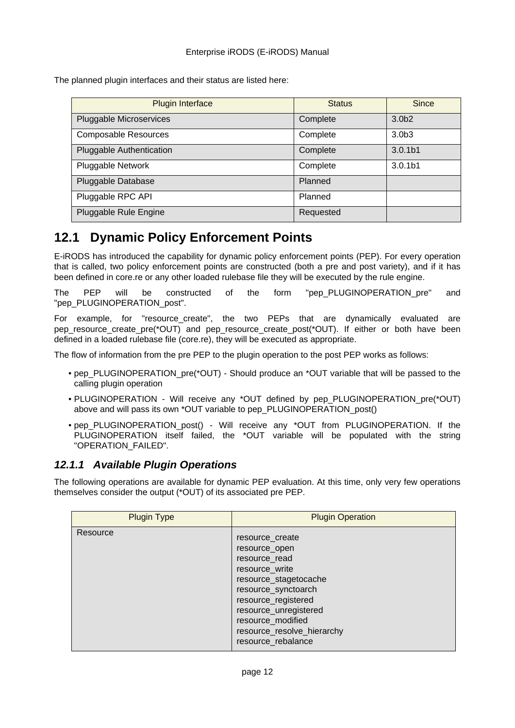The planned plugin interfaces and their status are listed here:

| Plugin Interface | Status | Since |
| --- | --- | --- |
| Pluggable Microservices | Complete | 3.0b2 |
| Composable Resources | Complete | 3.0b3 |
| Pluggable Authentication | Complete | 3.0.1b1 |
| Pluggable Network | Complete | 3.0.1b1 |
| Pluggable Database | Planned | |
| Pluggable RPC API | Planned | |
| Pluggable Rule Engine | Requested | |

## 12.1 Dynamic Policy Enforcement Points

E-iRODS has introduced the capability for dynamic policy enforcement points (PEP). For every operation that is called, two policy enforcement points are constructed (both a pre and post variety), and if it has been defined in core.re or any other loaded rulebase file they will be executed by the rule engine.

The PEP will be constructed of the form "pep_PLUGINOPERATION_pre" and "pep_PLUGINOPERATION_post".

For example, for "resource_create", the two PEPs that are dynamically evaluated are pep_resource_create_pre(*OUT) and pep_resource_create_post(*OUT). If either or both have been defined in a loaded rulebase file (core.re), they will be executed as appropriate.

The flow of information from the pre PEP to the plugin operation to the post PEP works as follows:

- pep_PLUGINOPERATION_pre(*OUT) - Should produce an *OUT variable that will be passed to the calling plugin operation
- PLUGINOPERATION - Will receive any *OUT defined by pep_PLUGINOPERATION_pre(*OUT) above and will pass its own *OUT variable to pep_PLUGINOPERATION_post()
- pep_PLUGINOPERATION_post() - Will receive any *OUT from PLUGINOPERATION. If the PLUGINOPERATION itself failed, the *OUT variable will be populated with the string "OPERATION_FAILED".

### *12.1.1 Available Plugin Operations*

The following operations are available for dynamic PEP evaluation. At this time, only very few operations themselves consider the output (*OUT) of its associated pre PEP.

| Plugin Type | Plugin Operation |
| --- | --- |
| Resource | resource_create<br>resource_open<br>resource_read<br>resource_write<br>resource_stagetocache<br>resource_synctoarch<br>resource_registered<br>resource_unregistered<br>resource_modified<br>resource_resolve_hierarchy<br>resource_rebalance |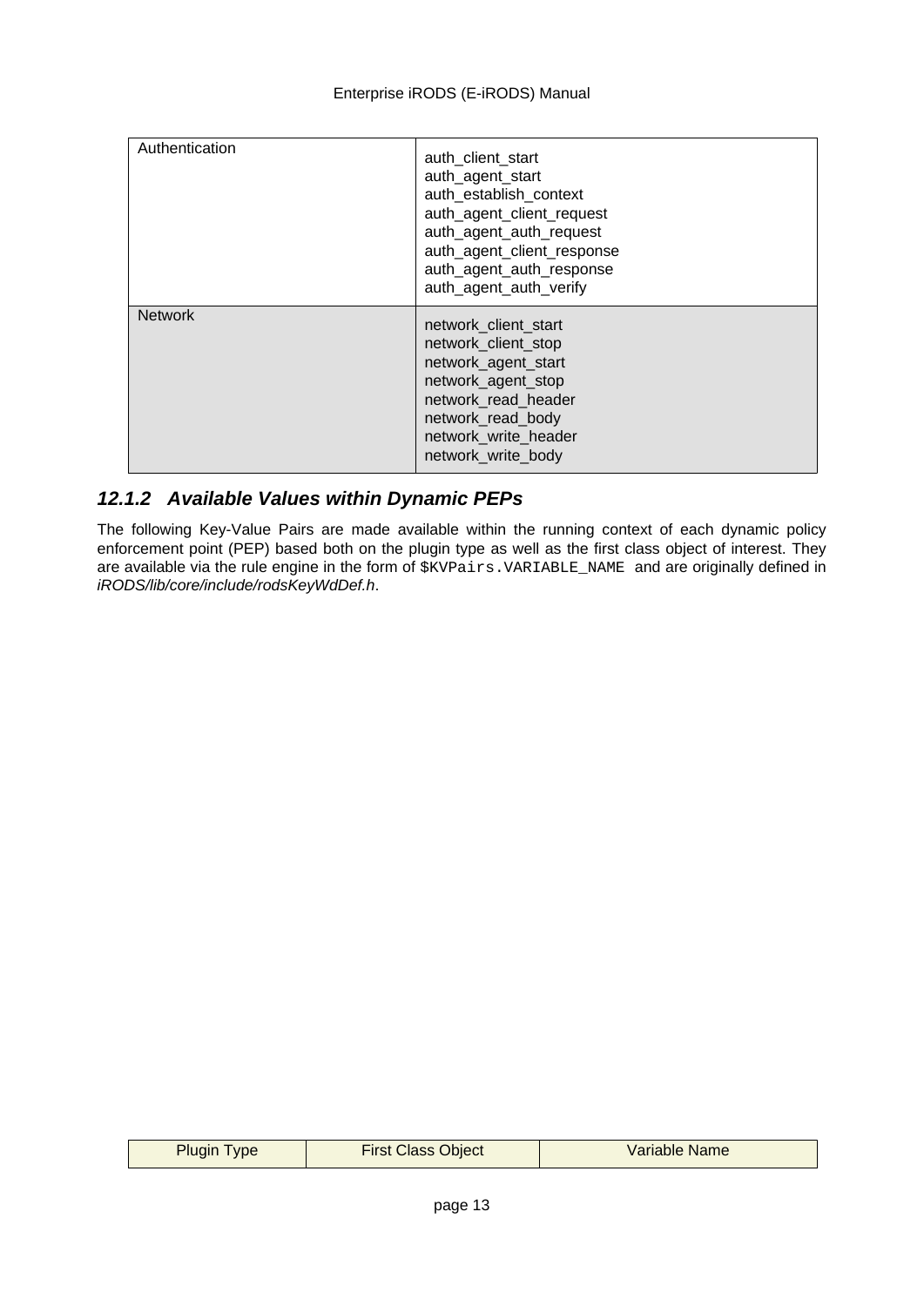| | |
|---|---|
| Authentication | auth_client_start<br>auth_agent_start<br>auth_establish_context<br>auth_agent_client_request<br>auth_agent_auth_request<br>auth_agent_client_response<br>auth_agent_auth_response<br>auth_agent_auth_verify |
| Network | network_client_start<br>network_client_stop<br>network_agent_start<br>network_agent_stop<br>network_read_header<br>network_read_body<br>network_write_header<br>network_write_body |

### 12.1.2 Available Values within Dynamic PEPs

The following Key-Value Pairs are made available within the running context of each dynamic policy enforcement point (PEP) based both on the plugin type as well as the first class object of interest. They are available via the rule engine in the form of `$KVPairs.VARIABLE_NAME` and are originally defined in *iRODS/lib/core/include/rodsKeyWdDef.h*.

| Plugin Type | First Class Object | Variable Name |
|---|---|---|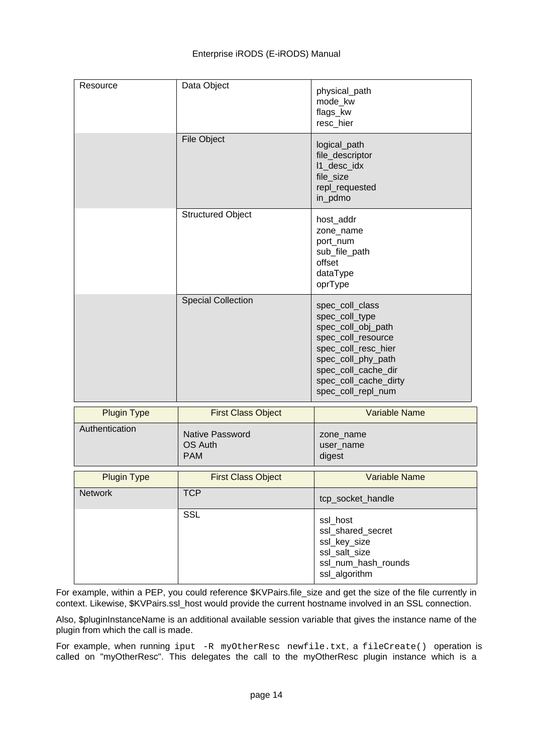| Plugin Type | First Class Object | Variable Name |
|---|---|---|
| Resource | Data Object | physical_path<br>mode_kw<br>flags_kw<br>resc_hier |
| | File Object | logical_path<br>file_descriptor<br>l1_desc_idx<br>file_size<br>repl_requested<br>in_pdmo |
| | Structured Object | host_addr<br>zone_name<br>port_num<br>sub_file_path<br>offset<br>dataType<br>oprType |
| | Special Collection | spec_coll_class<br>spec_coll_type<br>spec_coll_obj_path<br>spec_coll_resource<br>spec_coll_resc_hier<br>spec_coll_phy_path<br>spec_coll_cache_dir<br>spec_coll_cache_dirty<br>spec_coll_repl_num |

| Plugin Type | First Class Object | Variable Name |
|---|---|---|
| Authentication | Native Password<br>OS Auth<br>PAM | zone_name<br>user_name<br>digest |

| Plugin Type | First Class Object | Variable Name |
|---|---|---|
| Network | TCP | tcp_socket_handle |
| | SSL | ssl_host<br>ssl_shared_secret<br>ssl_key_size<br>ssl_salt_size<br>ssl_num_hash_rounds<br>ssl_algorithm |

For example, within a PEP, you could reference $KVPairs.file_size and get the size of the file currently in context. Likewise, $KVPairs.ssl_host would provide the current hostname involved in an SSL connection.

Also, $pluginInstanceName is an additional available session variable that gives the instance name of the plugin from which the call is made.

For example, when running `iput -R myOtherResc newfile.txt`, a `fileCreate()` operation is called on "myOtherResc". This delegates the call to the myOtherResc plugin instance which is a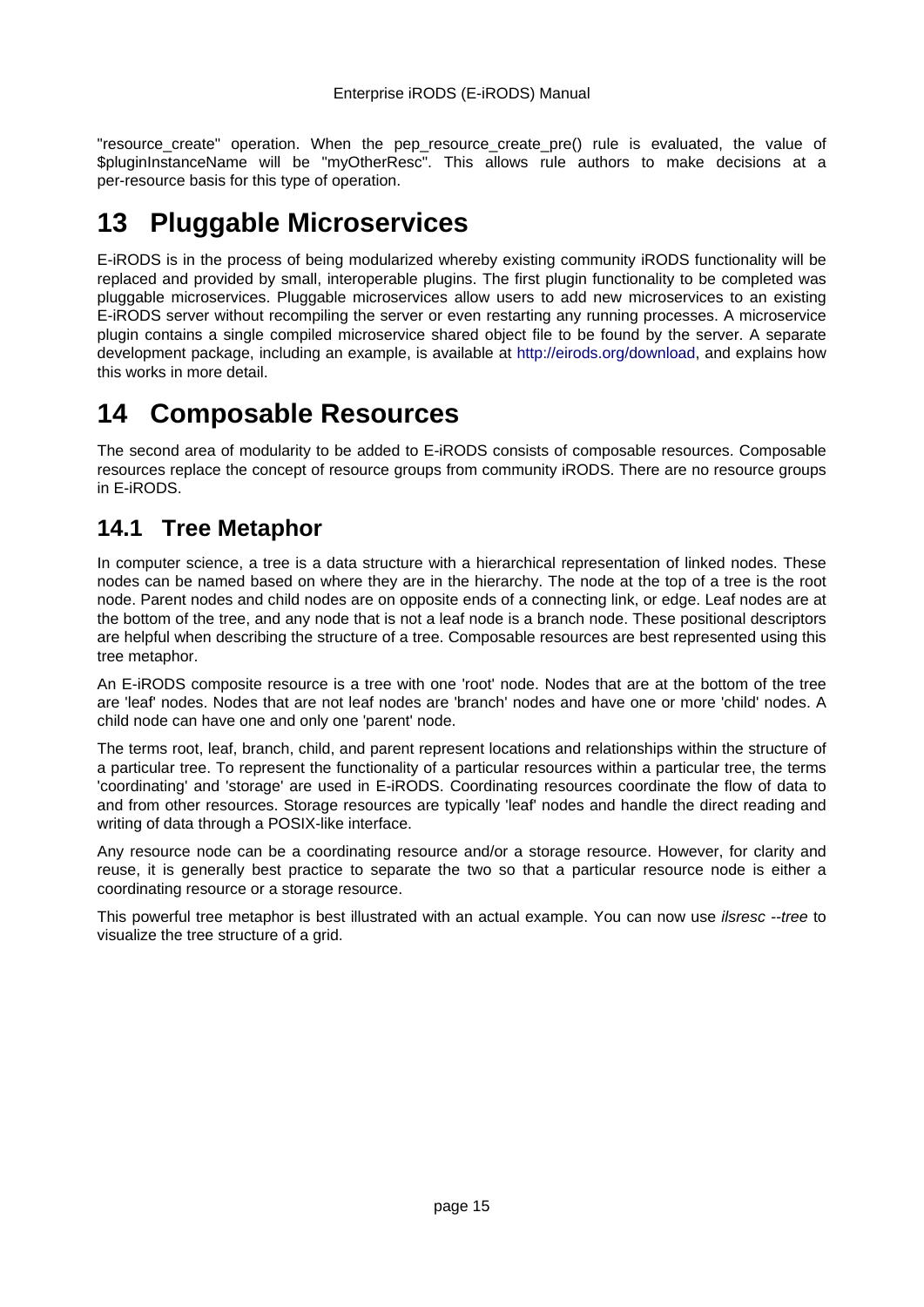"resource_create" operation. When the pep_resource_create_pre() rule is evaluated, the value of $pluginInstanceName will be "myOtherResc". This allows rule authors to make decisions at a per-resource basis for this type of operation.

# 13 Pluggable Microservices

E-iRODS is in the process of being modularized whereby existing community iRODS functionality will be replaced and provided by small, interoperable plugins. The first plugin functionality to be completed was pluggable microservices. Pluggable microservices allow users to add new microservices to an existing E-iRODS server without recompiling the server or even restarting any running processes. A microservice plugin contains a single compiled microservice shared object file to be found by the server. A separate development package, including an example, is available at http://eirods.org/download, and explains how this works in more detail.

# 14 Composable Resources

The second area of modularity to be added to E-iRODS consists of composable resources. Composable resources replace the concept of resource groups from community iRODS. There are no resource groups in E-iRODS.

## 14.1 Tree Metaphor

In computer science, a tree is a data structure with a hierarchical representation of linked nodes. These nodes can be named based on where they are in the hierarchy. The node at the top of a tree is the root node. Parent nodes and child nodes are on opposite ends of a connecting link, or edge. Leaf nodes are at the bottom of the tree, and any node that is not a leaf node is a branch node. These positional descriptors are helpful when describing the structure of a tree. Composable resources are best represented using this tree metaphor.

An E-iRODS composite resource is a tree with one 'root' node. Nodes that are at the bottom of the tree are 'leaf' nodes. Nodes that are not leaf nodes are 'branch' nodes and have one or more 'child' nodes. A child node can have one and only one 'parent' node.

The terms root, leaf, branch, child, and parent represent locations and relationships within the structure of a particular tree. To represent the functionality of a particular resources within a particular tree, the terms 'coordinating' and 'storage' are used in E-iRODS. Coordinating resources coordinate the flow of data to and from other resources. Storage resources are typically 'leaf' nodes and handle the direct reading and writing of data through a POSIX-like interface.

Any resource node can be a coordinating resource and/or a storage resource. However, for clarity and reuse, it is generally best practice to separate the two so that a particular resource node is either a coordinating resource or a storage resource.

This powerful tree metaphor is best illustrated with an actual example. You can now use *ilsresc --tree* to visualize the tree structure of a grid.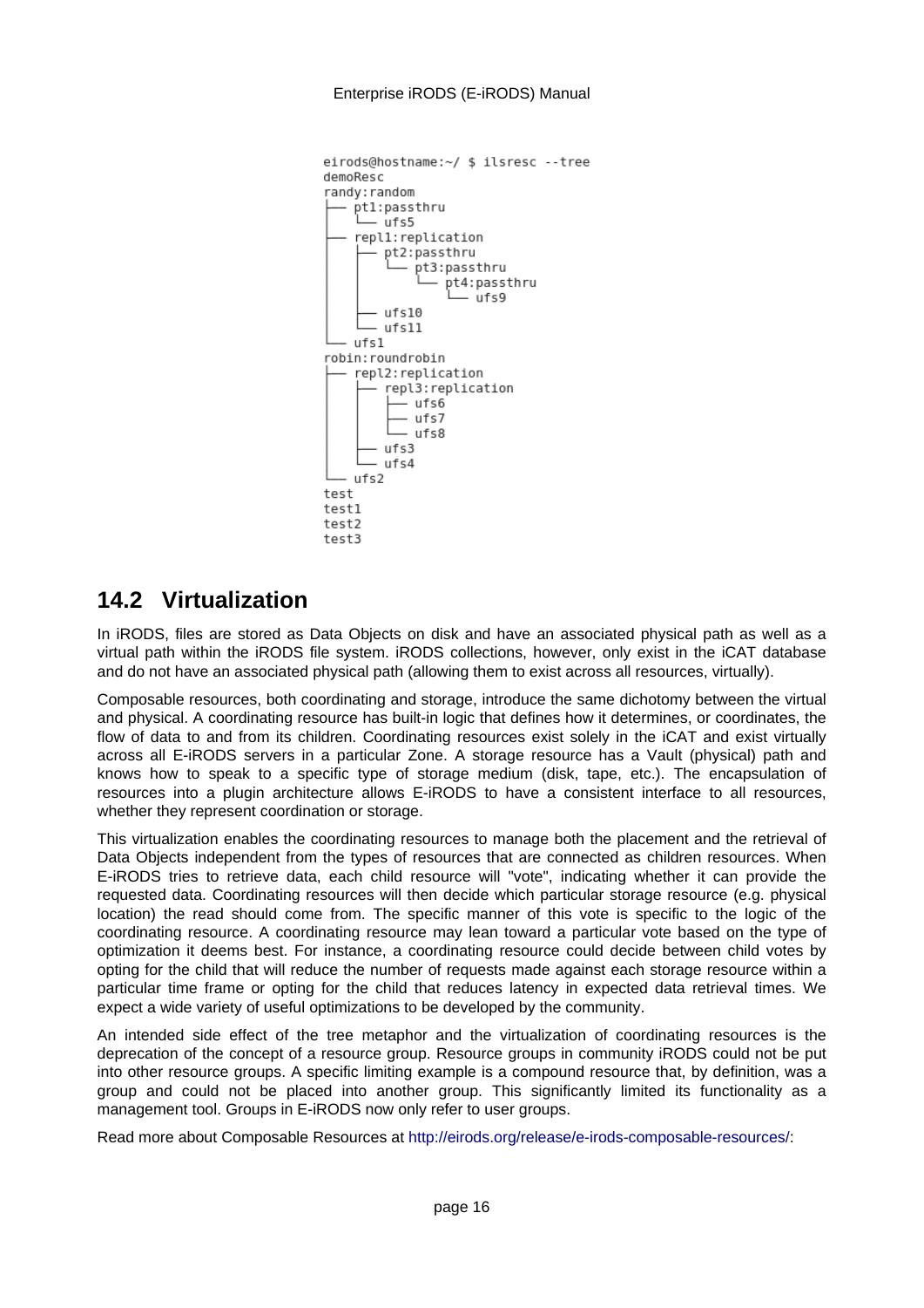```
eirods@hostname:~/ $ ilsresc --tree
demoResc
randy:random
├── pt1:passthru
│   └── ufs5
├── repl1:replication
│   ├── pt2:passthru
│   │   └── pt3:passthru
│   │       └── pt4:passthru
│   │           └── ufs9
│   ├── ufs10
│   └── ufs11
└── ufs1
robin:roundrobin
├── repl2:replication
│   ├── repl3:replication
│   │   ├── ufs6
│   │   ├── ufs7
│   │   └── ufs8
│   ├── ufs3
│   └── ufs4
└── ufs2
test
test1
test2
test3
```

## 14.2 Virtualization

In iRODS, files are stored as Data Objects on disk and have an associated physical path as well as a virtual path within the iRODS file system. iRODS collections, however, only exist in the iCAT database and do not have an associated physical path (allowing them to exist across all resources, virtually).

Composable resources, both coordinating and storage, introduce the same dichotomy between the virtual and physical. A coordinating resource has built-in logic that defines how it determines, or coordinates, the flow of data to and from its children. Coordinating resources exist solely in the iCAT and exist virtually across all E-iRODS servers in a particular Zone. A storage resource has a Vault (physical) path and knows how to speak to a specific type of storage medium (disk, tape, etc.). The encapsulation of resources into a plugin architecture allows E-iRODS to have a consistent interface to all resources, whether they represent coordination or storage.

This virtualization enables the coordinating resources to manage both the placement and the retrieval of Data Objects independent from the types of resources that are connected as children resources. When E-iRODS tries to retrieve data, each child resource will "vote", indicating whether it can provide the requested data. Coordinating resources will then decide which particular storage resource (e.g. physical location) the read should come from. The specific manner of this vote is specific to the logic of the coordinating resource. A coordinating resource may lean toward a particular vote based on the type of optimization it deems best. For instance, a coordinating resource could decide between child votes by opting for the child that will reduce the number of requests made against each storage resource within a particular time frame or opting for the child that reduces latency in expected data retrieval times. We expect a wide variety of useful optimizations to be developed by the community.

An intended side effect of the tree metaphor and the virtualization of coordinating resources is the deprecation of the concept of a resource group. Resource groups in community iRODS could not be put into other resource groups. A specific limiting example is a compound resource that, by definition, was a group and could not be placed into another group. This significantly limited its functionality as a management tool. Groups in E-iRODS now only refer to user groups.

Read more about Composable Resources at http://eirods.org/release/e-irods-composable-resources/: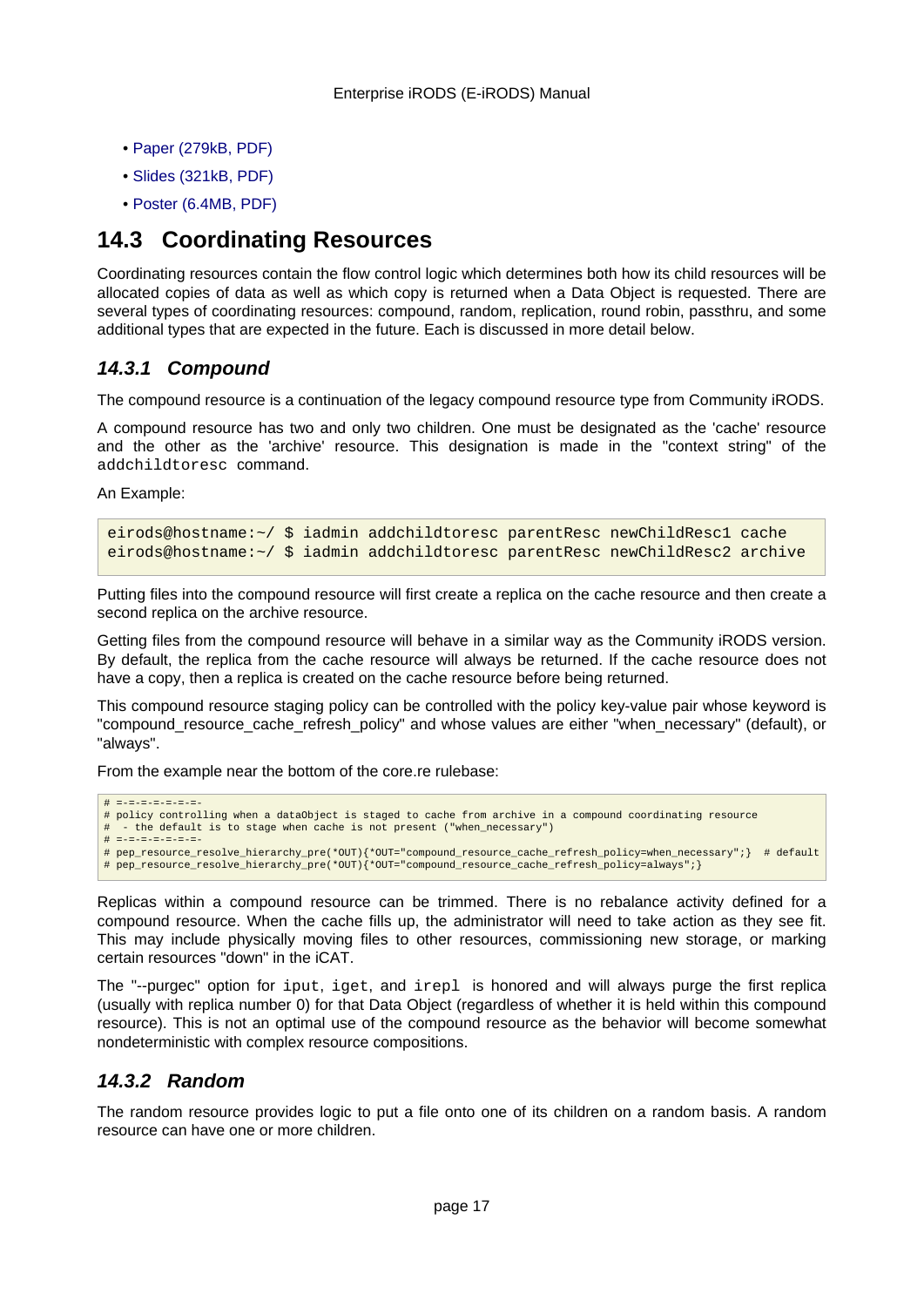- Paper (279kB, PDF)
- Slides (321kB, PDF)
- Poster (6.4MB, PDF)

## 14.3 Coordinating Resources

Coordinating resources contain the flow control logic which determines both how its child resources will be allocated copies of data as well as which copy is returned when a Data Object is requested. There are several types of coordinating resources: compound, random, replication, round robin, passthru, and some additional types that are expected in the future. Each is discussed in more detail below.

### *14.3.1 Compound*

The compound resource is a continuation of the legacy compound resource type from Community iRODS.

A compound resource has two and only two children. One must be designated as the 'cache' resource and the other as the 'archive' resource. This designation is made in the "context string" of the `addchildtoresc` command.

An Example:

```
eirods@hostname:~/ $ iadmin addchildtoresc parentResc newChildResc1 cache
eirods@hostname:~/ $ iadmin addchildtoresc parentResc newChildResc2 archive
```

Putting files into the compound resource will first create a replica on the cache resource and then create a second replica on the archive resource.

Getting files from the compound resource will behave in a similar way as the Community iRODS version. By default, the replica from the cache resource will always be returned. If the cache resource does not have a copy, then a replica is created on the cache resource before being returned.

This compound resource staging policy can be controlled with the policy key-value pair whose keyword is "compound_resource_cache_refresh_policy" and whose values are either "when_necessary" (default), or "always".

From the example near the bottom of the core.re rulebase:

```
# =-=-=-=-=-=-=-
# policy controlling when a dataObject is staged to cache from archive in a compound coordinating resource
#  - the default is to stage when cache is not present ("when_necessary")
# =-=-=-=-=-=-=-
# pep_resource_resolve_hierarchy_pre(*OUT){*OUT="compound_resource_cache_refresh_policy=when_necessary";}  # default
# pep_resource_resolve_hierarchy_pre(*OUT){*OUT="compound_resource_cache_refresh_policy=always";}
```

Replicas within a compound resource can be trimmed. There is no rebalance activity defined for a compound resource. When the cache fills up, the administrator will need to take action as they see fit. This may include physically moving files to other resources, commissioning new storage, or marking certain resources "down" in the iCAT.

The "--purgec" option for `iput`, `iget`, and `irepl` is honored and will always purge the first replica (usually with replica number 0) for that Data Object (regardless of whether it is held within this compound resource). This is not an optimal use of the compound resource as the behavior will become somewhat nondeterministic with complex resource compositions.

### *14.3.2 Random*

The random resource provides logic to put a file onto one of its children on a random basis. A random resource can have one or more children.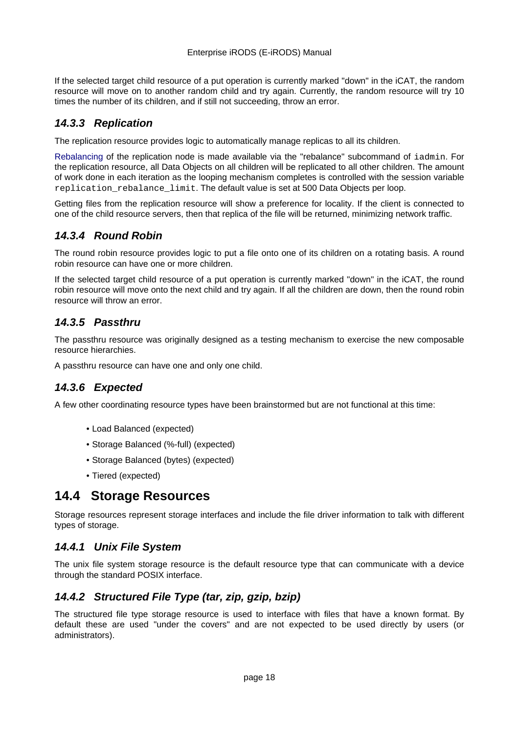If the selected target child resource of a put operation is currently marked "down" in the iCAT, the random resource will move on to another random child and try again. Currently, the random resource will try 10 times the number of its children, and if still not succeeding, throw an error.

### 14.3.3 Replication

The replication resource provides logic to automatically manage replicas to all its children.

Rebalancing of the replication node is made available via the "rebalance" subcommand of `iadmin`. For the replication resource, all Data Objects on all children will be replicated to all other children. The amount of work done in each iteration as the looping mechanism completes is controlled with the session variable `replication_rebalance_limit`. The default value is set at 500 Data Objects per loop.

Getting files from the replication resource will show a preference for locality. If the client is connected to one of the child resource servers, then that replica of the file will be returned, minimizing network traffic.

### 14.3.4 Round Robin

The round robin resource provides logic to put a file onto one of its children on a rotating basis. A round robin resource can have one or more children.

If the selected target child resource of a put operation is currently marked "down" in the iCAT, the round robin resource will move onto the next child and try again. If all the children are down, then the round robin resource will throw an error.

### 14.3.5 Passthru

The passthru resource was originally designed as a testing mechanism to exercise the new composable resource hierarchies.

A passthru resource can have one and only one child.

### 14.3.6 Expected

A few other coordinating resource types have been brainstormed but are not functional at this time:

- Load Balanced (expected)
- Storage Balanced (%-full) (expected)
- Storage Balanced (bytes) (expected)
- Tiered (expected)

## 14.4 Storage Resources

Storage resources represent storage interfaces and include the file driver information to talk with different types of storage.

### 14.4.1 Unix File System

The unix file system storage resource is the default resource type that can communicate with a device through the standard POSIX interface.

### 14.4.2 Structured File Type (tar, zip, gzip, bzip)

The structured file type storage resource is used to interface with files that have a known format. By default these are used "under the covers" and are not expected to be used directly by users (or administrators).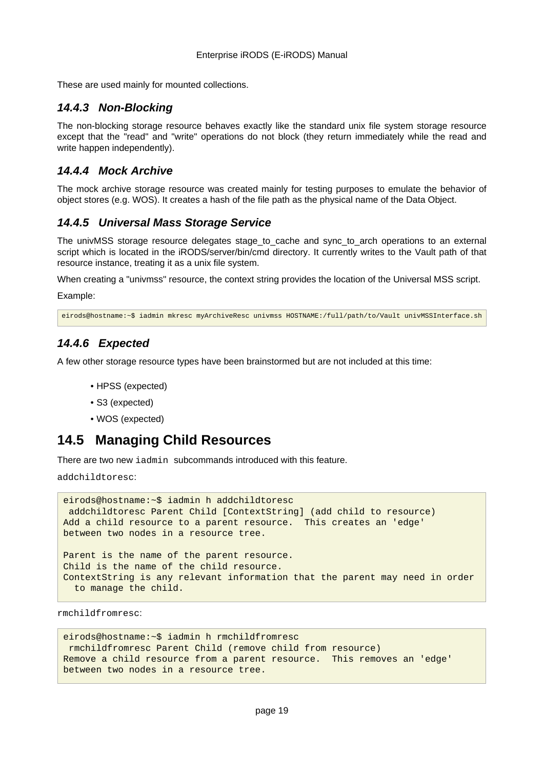These are used mainly for mounted collections.

### 14.4.3 Non-Blocking

The non-blocking storage resource behaves exactly like the standard unix file system storage resource except that the "read" and "write" operations do not block (they return immediately while the read and write happen independently).

### 14.4.4 Mock Archive

The mock archive storage resource was created mainly for testing purposes to emulate the behavior of object stores (e.g. WOS). It creates a hash of the file path as the physical name of the Data Object.

### 14.4.5 Universal Mass Storage Service

The univMSS storage resource delegates stage_to_cache and sync_to_arch operations to an external script which is located in the iRODS/server/bin/cmd directory. It currently writes to the Vault path of that resource instance, treating it as a unix file system.

When creating a "univmss" resource, the context string provides the location of the Universal MSS script.

Example:

```
eirods@hostname:~$ iadmin mkresc myArchiveResc univmss HOSTNAME:/full/path/to/Vault univMSSInterface.sh
```

### 14.4.6 Expected

A few other storage resource types have been brainstormed but are not included at this time:

- HPSS (expected)
- S3 (expected)
- WOS (expected)

## 14.5 Managing Child Resources

There are two new `iadmin` subcommands introduced with this feature.

`addchildtoresc`:

```
eirods@hostname:~$ iadmin h addchildtoresc
 addchildtoresc Parent Child [ContextString] (add child to resource)
Add a child resource to a parent resource.  This creates an 'edge'
between two nodes in a resource tree.

Parent is the name of the parent resource.
Child is the name of the child resource.
ContextString is any relevant information that the parent may need in order
  to manage the child.
```

`rmchildfromresc`:

```
eirods@hostname:~$ iadmin h rmchildfromresc
 rmchildfromresc Parent Child (remove child from resource)
Remove a child resource from a parent resource.  This removes an 'edge'
between two nodes in a resource tree.
```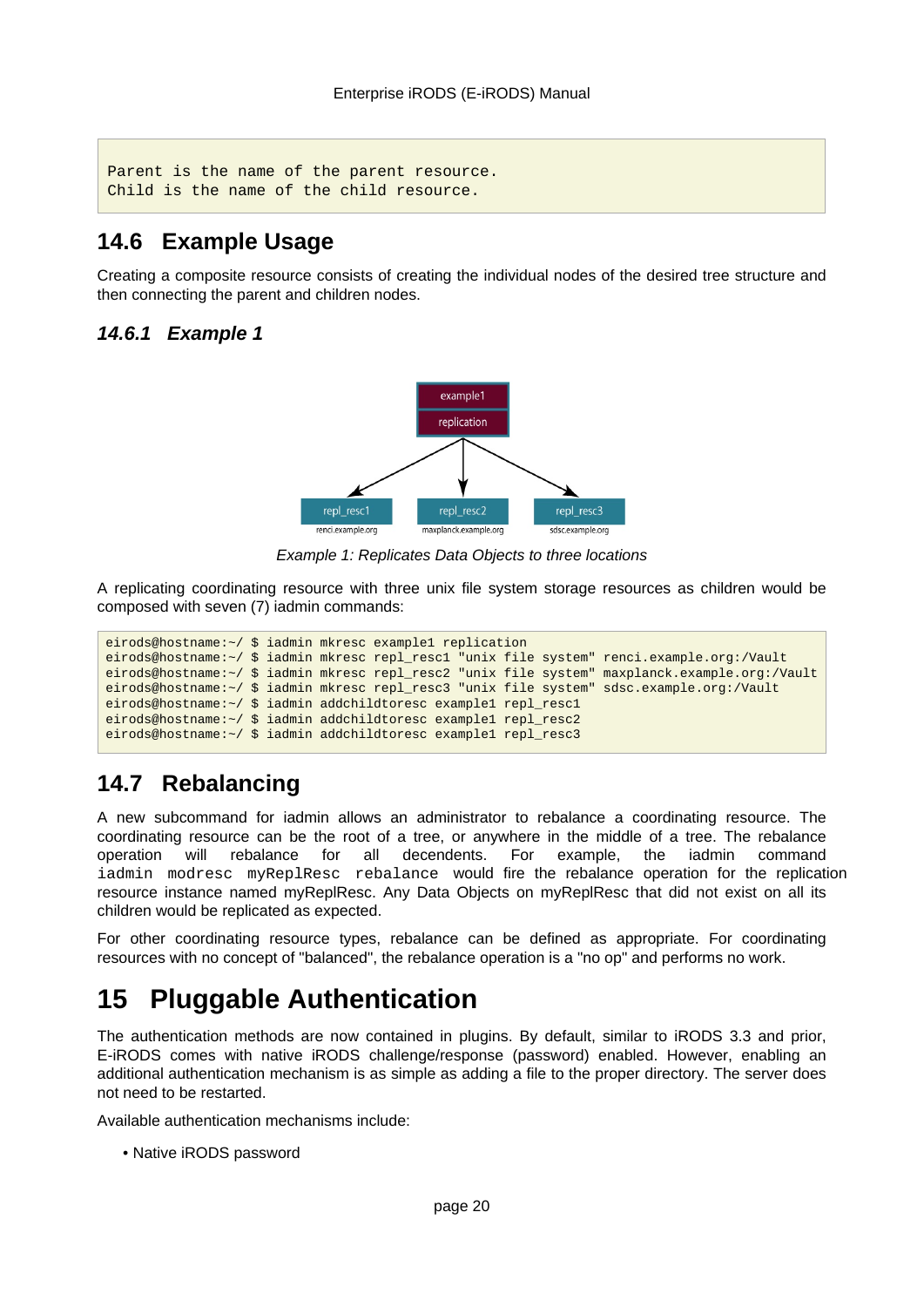```
Parent is the name of the parent resource.
Child is the name of the child resource.
```

## 14.6 Example Usage

Creating a composite resource consists of creating the individual nodes of the desired tree structure and then connecting the parent and children nodes.

### *14.6.1 Example 1*

*Example 1: Replicates Data Objects to three locations*

A replicating coordinating resource with three unix file system storage resources as children would be composed with seven (7) iadmin commands:

```
eirods@hostname:~/ $ iadmin mkresc example1 replication
eirods@hostname:~/ $ iadmin mkresc repl_resc1 "unix file system" renci.example.org:/Vault
eirods@hostname:~/ $ iadmin mkresc repl_resc2 "unix file system" maxplanck.example.org:/Vault
eirods@hostname:~/ $ iadmin mkresc repl_resc3 "unix file system" sdsc.example.org:/Vault
eirods@hostname:~/ $ iadmin addchildtoresc example1 repl_resc1
eirods@hostname:~/ $ iadmin addchildtoresc example1 repl_resc2
eirods@hostname:~/ $ iadmin addchildtoresc example1 repl_resc3
```

## 14.7 Rebalancing

A new subcommand for iadmin allows an administrator to rebalance a coordinating resource. The coordinating resource can be the root of a tree, or anywhere in the middle of a tree. The rebalance operation will rebalance for all decendents. For example, the iadmin command `iadmin modresc myReplResc rebalance` would fire the rebalance operation for the replication resource instance named myReplResc. Any Data Objects on myReplResc that did not exist on all its children would be replicated as expected.

For other coordinating resource types, rebalance can be defined as appropriate. For coordinating resources with no concept of "balanced", the rebalance operation is a "no op" and performs no work.

# 15 Pluggable Authentication

The authentication methods are now contained in plugins. By default, similar to iRODS 3.3 and prior, E-iRODS comes with native iRODS challenge/response (password) enabled. However, enabling an additional authentication mechanism is as simple as adding a file to the proper directory. The server does not need to be restarted.

Available authentication mechanisms include:

- Native iRODS password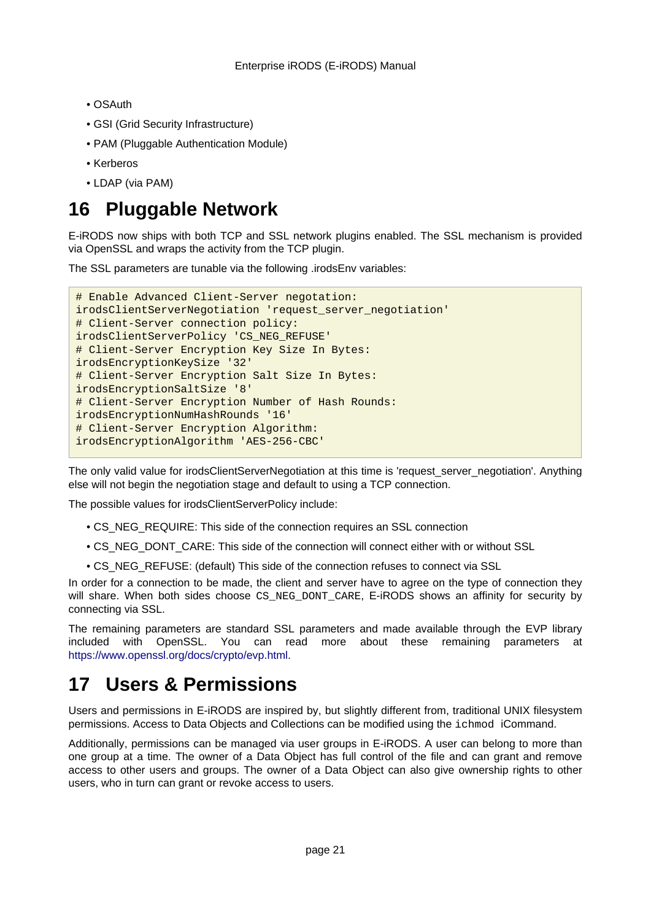- OSAuth
- GSI (Grid Security Infrastructure)
- PAM (Pluggable Authentication Module)
- Kerberos
- LDAP (via PAM)

# 16 Pluggable Network

E-iRODS now ships with both TCP and SSL network plugins enabled. The SSL mechanism is provided via OpenSSL and wraps the activity from the TCP plugin.

The SSL parameters are tunable via the following .irodsEnv variables:

```
# Enable Advanced Client-Server negotation:
irodsClientServerNegotiation 'request_server_negotiation'
# Client-Server connection policy:
irodsClientServerPolicy 'CS_NEG_REFUSE'
# Client-Server Encryption Key Size In Bytes:
irodsEncryptionKeySize '32'
# Client-Server Encryption Salt Size In Bytes:
irodsEncryptionSaltSize '8'
# Client-Server Encryption Number of Hash Rounds:
irodsEncryptionNumHashRounds '16'
# Client-Server Encryption Algorithm:
irodsEncryptionAlgorithm 'AES-256-CBC'
```

The only valid value for irodsClientServerNegotiation at this time is 'request_server_negotiation'. Anything else will not begin the negotiation stage and default to using a TCP connection.

The possible values for irodsClientServerPolicy include:

- CS_NEG_REQUIRE: This side of the connection requires an SSL connection
- CS_NEG_DONT_CARE: This side of the connection will connect either with or without SSL
- CS_NEG_REFUSE: (default) This side of the connection refuses to connect via SSL

In order for a connection to be made, the client and server have to agree on the type of connection they will share. When both sides choose `CS_NEG_DONT_CARE`, E-iRODS shows an affinity for security by connecting via SSL.

The remaining parameters are standard SSL parameters and made available through the EVP library included with OpenSSL. You can read more about these remaining parameters at https://www.openssl.org/docs/crypto/evp.html.

# 17 Users & Permissions

Users and permissions in E-iRODS are inspired by, but slightly different from, traditional UNIX filesystem permissions. Access to Data Objects and Collections can be modified using the `ichmod` iCommand.

Additionally, permissions can be managed via user groups in E-iRODS. A user can belong to more than one group at a time. The owner of a Data Object has full control of the file and can grant and remove access to other users and groups. The owner of a Data Object can also give ownership rights to other users, who in turn can grant or revoke access to users.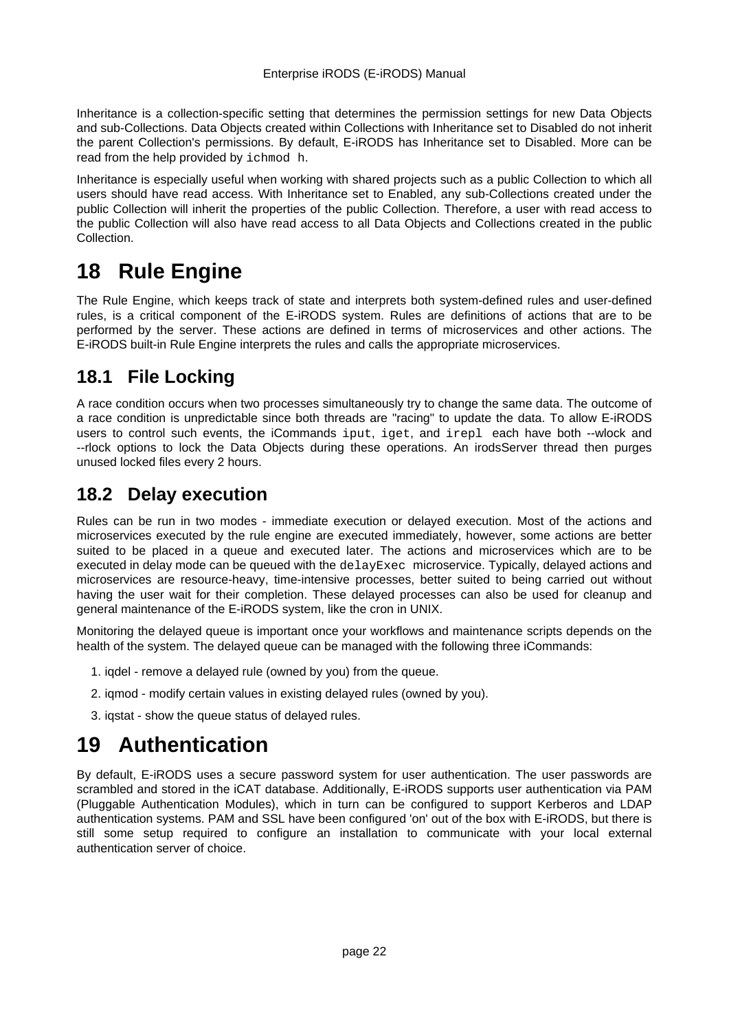Inheritance is a collection-specific setting that determines the permission settings for new Data Objects and sub-Collections. Data Objects created within Collections with Inheritance set to Disabled do not inherit the parent Collection's permissions. By default, E-iRODS has Inheritance set to Disabled. More can be read from the help provided by `ichmod h`.

Inheritance is especially useful when working with shared projects such as a public Collection to which all users should have read access. With Inheritance set to Enabled, any sub-Collections created under the public Collection will inherit the properties of the public Collection. Therefore, a user with read access to the public Collection will also have read access to all Data Objects and Collections created in the public Collection.

# 18 Rule Engine

The Rule Engine, which keeps track of state and interprets both system-defined rules and user-defined rules, is a critical component of the E-iRODS system. Rules are definitions of actions that are to be performed by the server. These actions are defined in terms of microservices and other actions. The E-iRODS built-in Rule Engine interprets the rules and calls the appropriate microservices.

## 18.1 File Locking

A race condition occurs when two processes simultaneously try to change the same data. The outcome of a race condition is unpredictable since both threads are "racing" to update the data. To allow E-iRODS users to control such events, the iCommands `iput`, `iget`, and `irepl` each have both --wlock and --rlock options to lock the Data Objects during these operations. An irodsServer thread then purges unused locked files every 2 hours.

## 18.2 Delay execution

Rules can be run in two modes - immediate execution or delayed execution. Most of the actions and microservices executed by the rule engine are executed immediately, however, some actions are better suited to be placed in a queue and executed later. The actions and microservices which are to be executed in delay mode can be queued with the `delayExec` microservice. Typically, delayed actions and microservices are resource-heavy, time-intensive processes, better suited to being carried out without having the user wait for their completion. These delayed processes can also be used for cleanup and general maintenance of the E-iRODS system, like the cron in UNIX.

Monitoring the delayed queue is important once your workflows and maintenance scripts depends on the health of the system. The delayed queue can be managed with the following three iCommands:

1. iqdel - remove a delayed rule (owned by you) from the queue.
2. iqmod - modify certain values in existing delayed rules (owned by you).
3. iqstat - show the queue status of delayed rules.

# 19 Authentication

By default, E-iRODS uses a secure password system for user authentication. The user passwords are scrambled and stored in the iCAT database. Additionally, E-iRODS supports user authentication via PAM (Pluggable Authentication Modules), which in turn can be configured to support Kerberos and LDAP authentication systems. PAM and SSL have been configured 'on' out of the box with E-iRODS, but there is still some setup required to configure an installation to communicate with your local external authentication server of choice.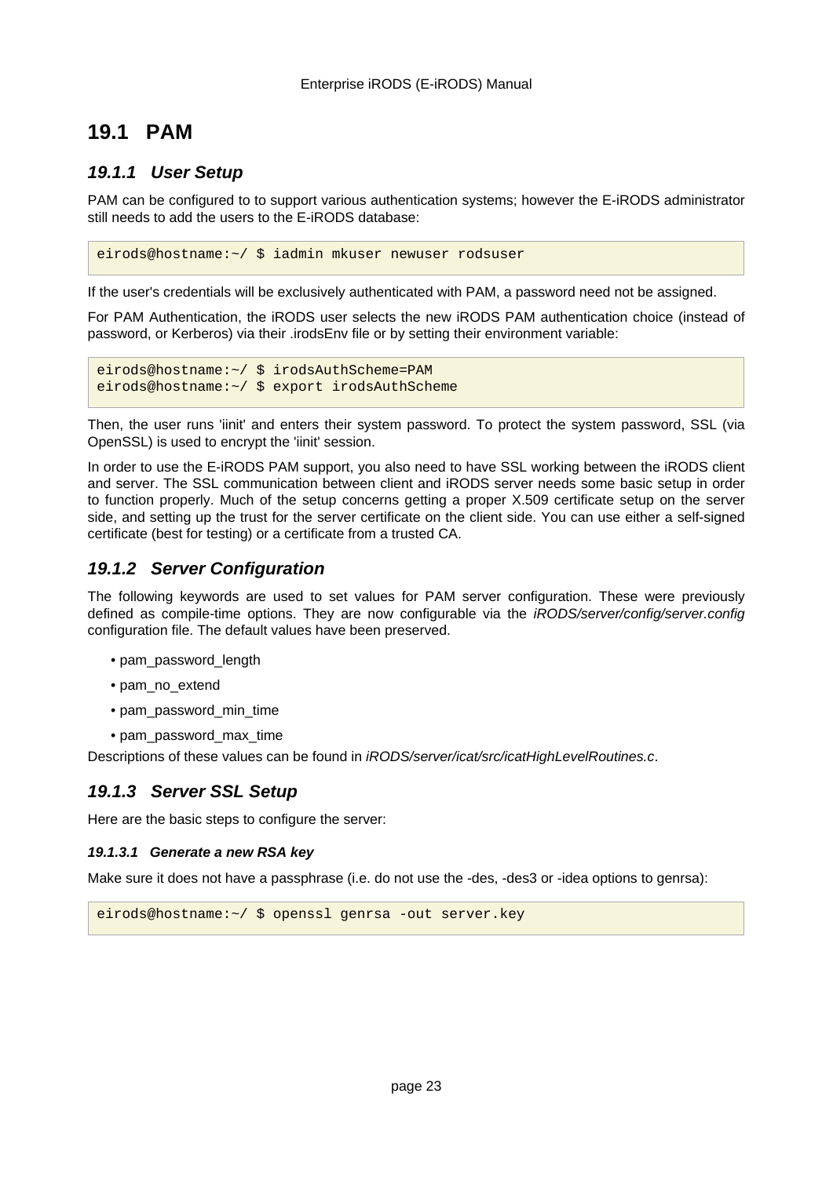## 19.1 PAM

### 19.1.1 User Setup

PAM can be configured to to support various authentication systems; however the E-iRODS administrator still needs to add the users to the E-iRODS database:

```
eirods@hostname:~/ $ iadmin mkuser newuser rodsuser
```

If the user's credentials will be exclusively authenticated with PAM, a password need not be assigned.

For PAM Authentication, the iRODS user selects the new iRODS PAM authentication choice (instead of password, or Kerberos) via their .irodsEnv file or by setting their environment variable:

```
eirods@hostname:~/ $ irodsAuthScheme=PAM
eirods@hostname:~/ $ export irodsAuthScheme
```

Then, the user runs 'iinit' and enters their system password. To protect the system password, SSL (via OpenSSL) is used to encrypt the 'iinit' session.

In order to use the E-iRODS PAM support, you also need to have SSL working between the iRODS client and server. The SSL communication between client and iRODS server needs some basic setup in order to function properly. Much of the setup concerns getting a proper X.509 certificate setup on the server side, and setting up the trust for the server certificate on the client side. You can use either a self-signed certificate (best for testing) or a certificate from a trusted CA.

### 19.1.2 Server Configuration

The following keywords are used to set values for PAM server configuration. These were previously defined as compile-time options. They are now configurable via the *iRODS/server/config/server.config* configuration file. The default values have been preserved.

- pam_password_length
- pam_no_extend
- pam_password_min_time
- pam_password_max_time

Descriptions of these values can be found in *iRODS/server/icat/src/icatHighLevelRoutines.c*.

### 19.1.3 Server SSL Setup

Here are the basic steps to configure the server:

#### 19.1.3.1 Generate a new RSA key

Make sure it does not have a passphrase (i.e. do not use the -des, -des3 or -idea options to genrsa):

```
eirods@hostname:~/ $ openssl genrsa -out server.key
```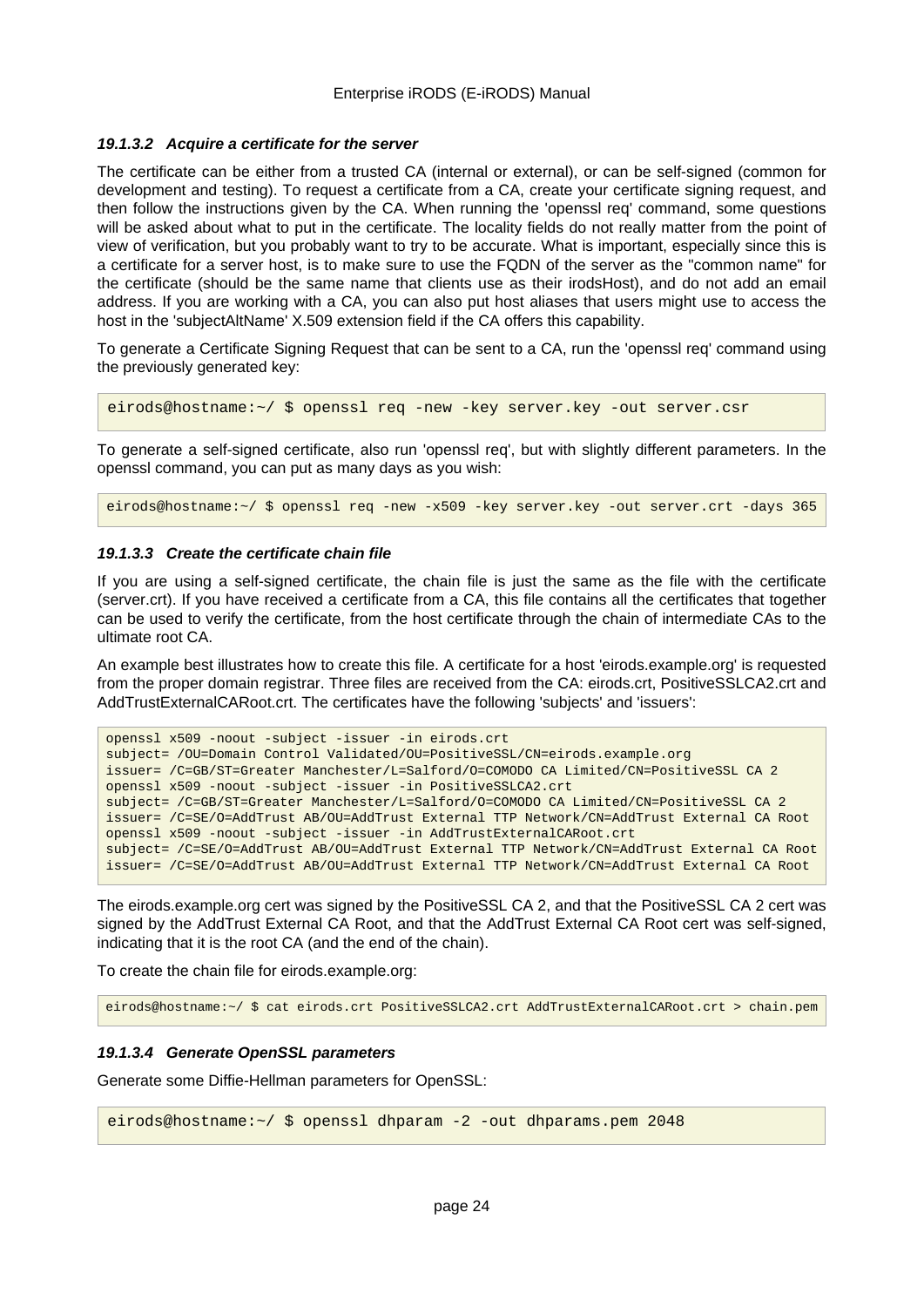#### *19.1.3.2 Acquire a certificate for the server*

The certificate can be either from a trusted CA (internal or external), or can be self-signed (common for development and testing). To request a certificate from a CA, create your certificate signing request, and then follow the instructions given by the CA. When running the 'openssl req' command, some questions will be asked about what to put in the certificate. The locality fields do not really matter from the point of view of verification, but you probably want to try to be accurate. What is important, especially since this is a certificate for a server host, is to make sure to use the FQDN of the server as the "common name" for the certificate (should be the same name that clients use as their irodsHost), and do not add an email address. If you are working with a CA, you can also put host aliases that users might use to access the host in the 'subjectAltName' X.509 extension field if the CA offers this capability.

To generate a Certificate Signing Request that can be sent to a CA, run the 'openssl req' command using the previously generated key:

```
eirods@hostname:~/ $ openssl req -new -key server.key -out server.csr
```

To generate a self-signed certificate, also run 'openssl req', but with slightly different parameters. In the openssl command, you can put as many days as you wish:

```
eirods@hostname:~/ $ openssl req -new -x509 -key server.key -out server.crt -days 365
```

#### *19.1.3.3 Create the certificate chain file*

If you are using a self-signed certificate, the chain file is just the same as the file with the certificate (server.crt). If you have received a certificate from a CA, this file contains all the certificates that together can be used to verify the certificate, from the host certificate through the chain of intermediate CAs to the ultimate root CA.

An example best illustrates how to create this file. A certificate for a host 'eirods.example.org' is requested from the proper domain registrar. Three files are received from the CA: eirods.crt, PositiveSSLCA2.crt and AddTrustExternalCARoot.crt. The certificates have the following 'subjects' and 'issuers':

```
openssl x509 -noout -subject -issuer -in eirods.crt
subject= /OU=Domain Control Validated/OU=PositiveSSL/CN=eirods.example.org
issuer= /C=GB/ST=Greater Manchester/L=Salford/O=COMODO CA Limited/CN=PositiveSSL CA 2
openssl x509 -noout -subject -issuer -in PositiveSSLCA2.crt
subject= /C=GB/ST=Greater Manchester/L=Salford/O=COMODO CA Limited/CN=PositiveSSL CA 2
issuer= /C=SE/O=AddTrust AB/OU=AddTrust External TTP Network/CN=AddTrust External CA Root
openssl x509 -noout -subject -issuer -in AddTrustExternalCARoot.crt
subject= /C=SE/O=AddTrust AB/OU=AddTrust External TTP Network/CN=AddTrust External CA Root
issuer= /C=SE/O=AddTrust AB/OU=AddTrust External TTP Network/CN=AddTrust External CA Root
```

The eirods.example.org cert was signed by the PositiveSSL CA 2, and that the PositiveSSL CA 2 cert was signed by the AddTrust External CA Root, and that the AddTrust External CA Root cert was self-signed, indicating that it is the root CA (and the end of the chain).

To create the chain file for eirods.example.org:

```
eirods@hostname:~/ $ cat eirods.crt PositiveSSLCA2.crt AddTrustExternalCARoot.crt > chain.pem
```

#### *19.1.3.4 Generate OpenSSL parameters*

Generate some Diffie-Hellman parameters for OpenSSL:

```
eirods@hostname:~/ $ openssl dhparam -2 -out dhparams.pem 2048
```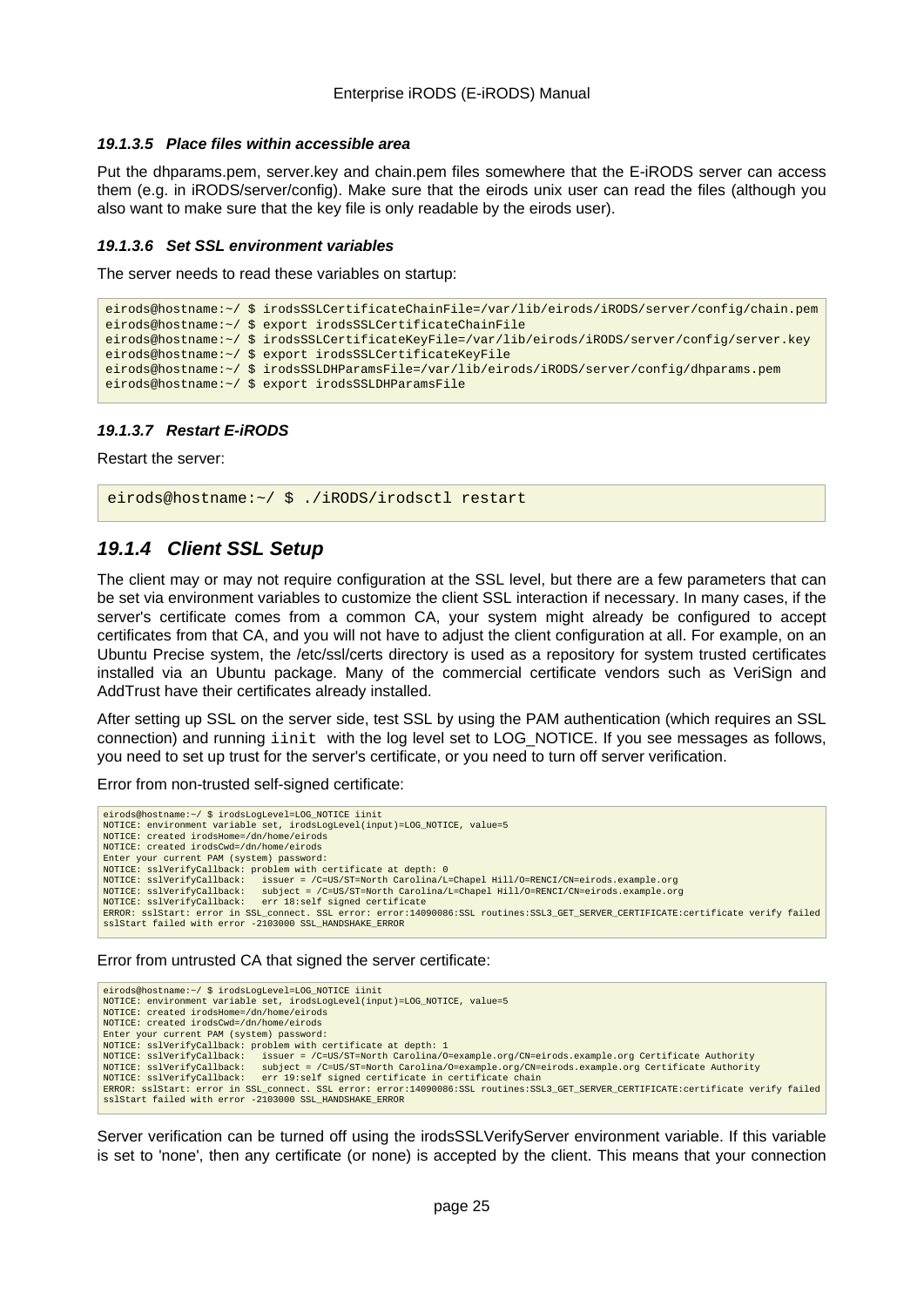#### 19.1.3.5 Place files within accessible area

Put the dhparams.pem, server.key and chain.pem files somewhere that the E-iRODS server can access them (e.g. in iRODS/server/config). Make sure that the eirods unix user can read the files (although you also want to make sure that the key file is only readable by the eirods user).

#### 19.1.3.6 Set SSL environment variables

The server needs to read these variables on startup:

```
eirods@hostname:~/ $ irodsSSLCertificateChainFile=/var/lib/eirods/iRODS/server/config/chain.pem
eirods@hostname:~/ $ export irodsSSLCertificateChainFile
eirods@hostname:~/ $ irodsSSLCertificateKeyFile=/var/lib/eirods/iRODS/server/config/server.key
eirods@hostname:~/ $ export irodsSSLCertificateKeyFile
eirods@hostname:~/ $ irodsSSLDHParamsFile=/var/lib/eirods/iRODS/server/config/dhparams.pem
eirods@hostname:~/ $ export irodsSSLDHParamsFile
```

#### 19.1.3.7 Restart E-iRODS

Restart the server:

```
eirods@hostname:~/ $ ./iRODS/irodsctl restart
```

### 19.1.4 Client SSL Setup

The client may or may not require configuration at the SSL level, but there are a few parameters that can be set via environment variables to customize the client SSL interaction if necessary. In many cases, if the server's certificate comes from a common CA, your system might already be configured to accept certificates from that CA, and you will not have to adjust the client configuration at all. For example, on an Ubuntu Precise system, the /etc/ssl/certs directory is used as a repository for system trusted certificates installed via an Ubuntu package. Many of the commercial certificate vendors such as VeriSign and AddTrust have their certificates already installed.

After setting up SSL on the server side, test SSL by using the PAM authentication (which requires an SSL connection) and running `iinit` with the log level set to LOG_NOTICE. If you see messages as follows, you need to set up trust for the server's certificate, or you need to turn off server verification.

Error from non-trusted self-signed certificate:

```
eirods@hostname:~/ $ irodsLogLevel=LOG_NOTICE iinit
NOTICE: environment variable set, irodsLogLevel(input)=LOG_NOTICE, value=5
NOTICE: created irodsHome=/dn/home/eirods
NOTICE: created irodsCwd=/dn/home/eirods
Enter your current PAM (system) password:
NOTICE: sslVerifyCallback: problem with certificate at depth: 0
NOTICE: sslVerifyCallback:   issuer = /C=US/ST=North Carolina/L=Chapel Hill/O=RENCI/CN=eirods.example.org
NOTICE: sslVerifyCallback:   subject = /C=US/ST=North Carolina/L=Chapel Hill/O=RENCI/CN=eirods.example.org
NOTICE: sslVerifyCallback:   err 18:self signed certificate
ERROR: sslStart: error in SSL_connect. SSL error: error:14090086:SSL routines:SSL3_GET_SERVER_CERTIFICATE:certificate verify failed
sslStart failed with error -2103000 SSL_HANDSHAKE_ERROR
```

Error from untrusted CA that signed the server certificate:

```
eirods@hostname:~/ $ irodsLogLevel=LOG_NOTICE iinit
NOTICE: environment variable set, irodsLogLevel(input)=LOG_NOTICE, value=5
NOTICE: created irodsHome=/dn/home/eirods
NOTICE: created irodsCwd=/dn/home/eirods
Enter your current PAM (system) password:
NOTICE: sslVerifyCallback: problem with certificate at depth: 1
NOTICE: sslVerifyCallback:   issuer = /C=US/ST=North Carolina/O=example.org/CN=eirods.example.org Certificate Authority
NOTICE: sslVerifyCallback:   subject = /C=US/ST=North Carolina/O=example.org/CN=eirods.example.org Certificate Authority
NOTICE: sslVerifyCallback:   err 19:self signed certificate in certificate chain
ERROR: sslStart: error in SSL_connect. SSL error: error:14090086:SSL routines:SSL3_GET_SERVER_CERTIFICATE:certificate verify failed
sslStart failed with error -2103000 SSL_HANDSHAKE_ERROR
```

Server verification can be turned off using the irodsSSLVerifyServer environment variable. If this variable is set to 'none', then any certificate (or none) is accepted by the client. This means that your connection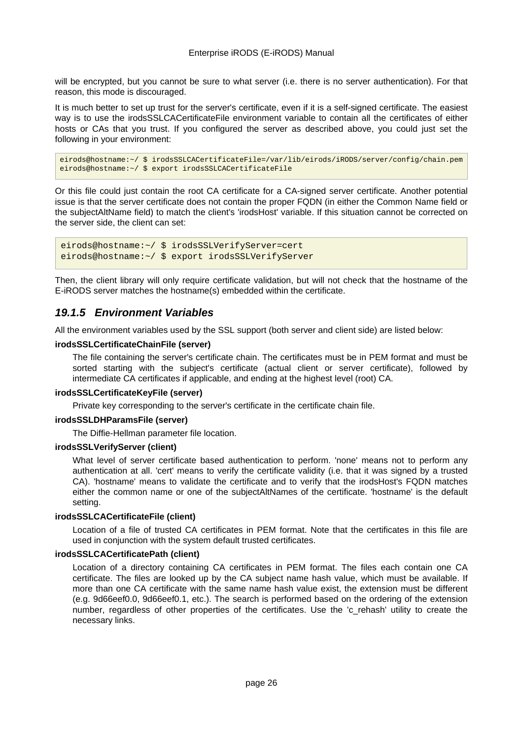will be encrypted, but you cannot be sure to what server (i.e. there is no server authentication). For that reason, this mode is discouraged.

It is much better to set up trust for the server's certificate, even if it is a self-signed certificate. The easiest way is to use the irodsSSLCACertificateFile environment variable to contain all the certificates of either hosts or CAs that you trust. If you configured the server as described above, you could just set the following in your environment:

```
eirods@hostname:~/ $ irodsSSLCACertificateFile=/var/lib/eirods/iRODS/server/config/chain.pem
eirods@hostname:~/ $ export irodsSSLCACertificateFile
```

Or this file could just contain the root CA certificate for a CA-signed server certificate. Another potential issue is that the server certificate does not contain the proper FQDN (in either the Common Name field or the subjectAltName field) to match the client's 'irodsHost' variable. If this situation cannot be corrected on the server side, the client can set:

```
eirods@hostname:~/ $ irodsSSLVerifyServer=cert
eirods@hostname:~/ $ export irodsSSLVerifyServer
```

Then, the client library will only require certificate validation, but will not check that the hostname of the E-iRODS server matches the hostname(s) embedded within the certificate.

### *19.1.5 Environment Variables*

All the environment variables used by the SSL support (both server and client side) are listed below:

**irodsSSLCertificateChainFile (server)**

The file containing the server's certificate chain. The certificates must be in PEM format and must be sorted starting with the subject's certificate (actual client or server certificate), followed by intermediate CA certificates if applicable, and ending at the highest level (root) CA.

**irodsSSLCertificateKeyFile (server)**

Private key corresponding to the server's certificate in the certificate chain file.

**irodsSSLDHParamsFile (server)**

The Diffie-Hellman parameter file location.

**irodsSSLVerifyServer (client)**

What level of server certificate based authentication to perform. 'none' means not to perform any authentication at all. 'cert' means to verify the certificate validity (i.e. that it was signed by a trusted CA). 'hostname' means to validate the certificate and to verify that the irodsHost's FQDN matches either the common name or one of the subjectAltNames of the certificate. 'hostname' is the default setting.

**irodsSSLCACertificateFile (client)**

Location of a file of trusted CA certificates in PEM format. Note that the certificates in this file are used in conjunction with the system default trusted certificates.

**irodsSSLCACertificatePath (client)**

Location of a directory containing CA certificates in PEM format. The files each contain one CA certificate. The files are looked up by the CA subject name hash value, which must be available. If more than one CA certificate with the same name hash value exist, the extension must be different (e.g. 9d66eef0.0, 9d66eef0.1, etc.). The search is performed based on the ordering of the extension number, regardless of other properties of the certificates. Use the 'c_rehash' utility to create the necessary links.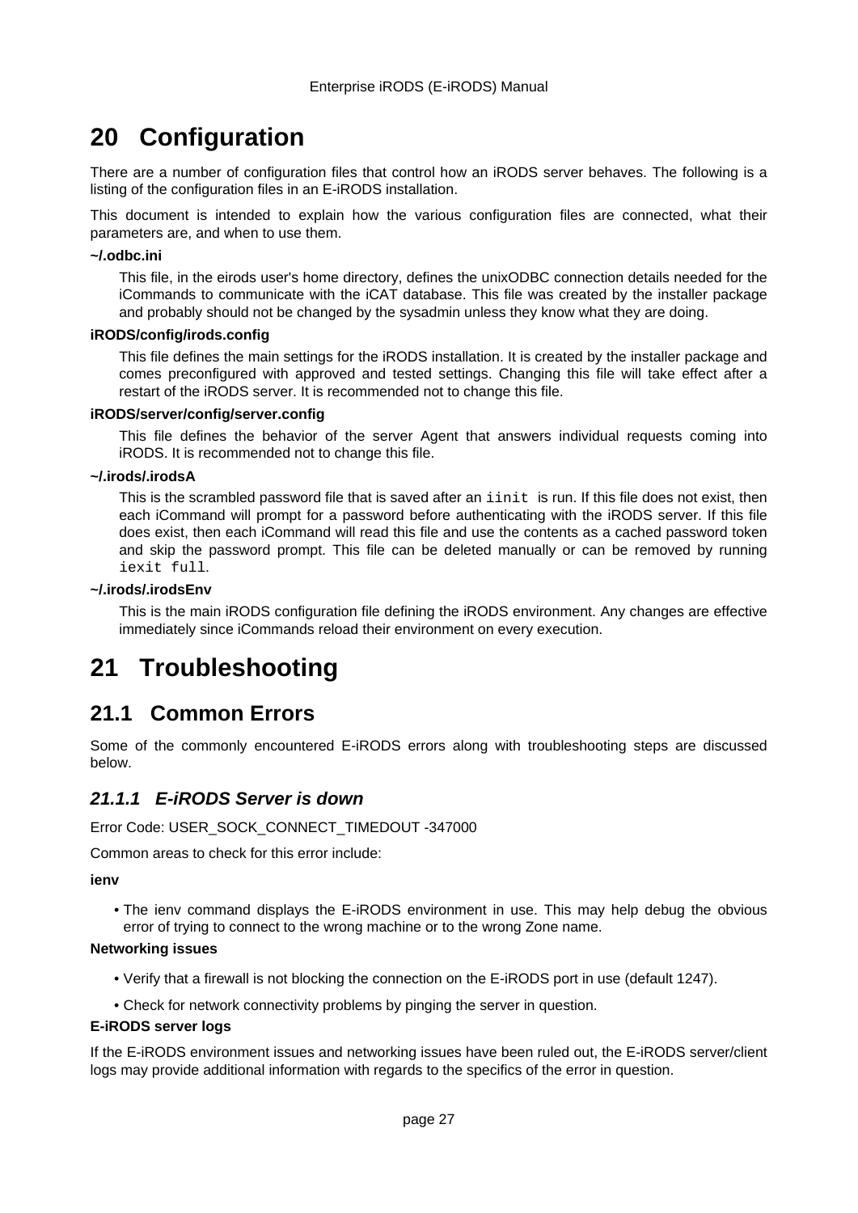# 20 Configuration

There are a number of configuration files that control how an iRODS server behaves. The following is a listing of the configuration files in an E-iRODS installation.

This document is intended to explain how the various configuration files are connected, what their parameters are, and when to use them.

**~/.odbc.ini**

This file, in the eirods user's home directory, defines the unixODBC connection details needed for the iCommands to communicate with the iCAT database. This file was created by the installer package and probably should not be changed by the sysadmin unless they know what they are doing.

**iRODS/config/irods.config**

This file defines the main settings for the iRODS installation. It is created by the installer package and comes preconfigured with approved and tested settings. Changing this file will take effect after a restart of the iRODS server. It is recommended not to change this file.

**iRODS/server/config/server.config**

This file defines the behavior of the server Agent that answers individual requests coming into iRODS. It is recommended not to change this file.

**~/.irods/.irodsA**

This is the scrambled password file that is saved after an `iinit` is run. If this file does not exist, then each iCommand will prompt for a password before authenticating with the iRODS server. If this file does exist, then each iCommand will read this file and use the contents as a cached password token and skip the password prompt. This file can be deleted manually or can be removed by running `iexit full`.

**~/.irods/.irodsEnv**

This is the main iRODS configuration file defining the iRODS environment. Any changes are effective immediately since iCommands reload their environment on every execution.

# 21 Troubleshooting

## 21.1 Common Errors

Some of the commonly encountered E-iRODS errors along with troubleshooting steps are discussed below.

### *21.1.1 E-iRODS Server is down*

Error Code: USER_SOCK_CONNECT_TIMEDOUT -347000

Common areas to check for this error include:

**ienv**

- The ienv command displays the E-iRODS environment in use. This may help debug the obvious error of trying to connect to the wrong machine or to the wrong Zone name.

**Networking issues**

- Verify that a firewall is not blocking the connection on the E-iRODS port in use (default 1247).
- Check for network connectivity problems by pinging the server in question.

**E-iRODS server logs**

If the E-iRODS environment issues and networking issues have been ruled out, the E-iRODS server/client logs may provide additional information with regards to the specifics of the error in question.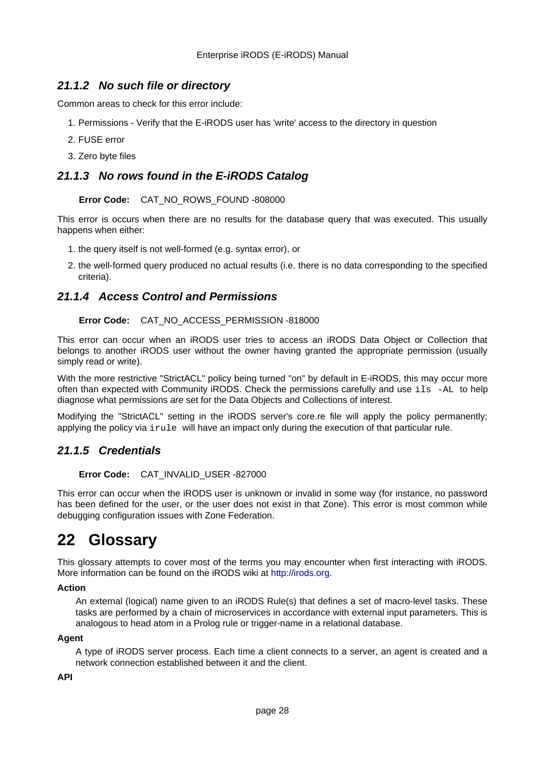### 21.1.2 No such file or directory

Common areas to check for this error include:

1. Permissions - Verify that the E-iRODS user has 'write' access to the directory in question
2. FUSE error
3. Zero byte files

### 21.1.3 No rows found in the E-iRODS Catalog

**Error Code:** CAT_NO_ROWS_FOUND -808000

This error is occurs when there are no results for the database query that was executed. This usually happens when either:

1. the query itself is not well-formed (e.g. syntax error), or
2. the well-formed query produced no actual results (i.e. there is no data corresponding to the specified criteria).

### 21.1.4 Access Control and Permissions

**Error Code:** CAT_NO_ACCESS_PERMISSION -818000

This error can occur when an iRODS user tries to access an iRODS Data Object or Collection that belongs to another iRODS user without the owner having granted the appropriate permission (usually simply read or write).

With the more restrictive "StrictACL" policy being turned "on" by default in E-iRODS, this may occur more often than expected with Community iRODS. Check the permissions carefully and use `ils -AL` to help diagnose what permissions *are* set for the Data Objects and Collections of interest.

Modifying the "StrictACL" setting in the iRODS server's core.re file will apply the policy permanently; applying the policy via `irule` will have an impact only during the execution of that particular rule.

### 21.1.5 Credentials

**Error Code:** CAT_INVALID_USER -827000

This error can occur when the iRODS user is unknown or invalid in some way (for instance, no password has been defined for the user, or the user does not exist in that Zone). This error is most common while debugging configuration issues with Zone Federation.

# 22 Glossary

This glossary attempts to cover most of the terms you may encounter when first interacting with iRODS. More information can be found on the iRODS wiki at http://irods.org.

**Action**

An external (logical) name given to an iRODS Rule(s) that defines a set of macro-level tasks. These tasks are performed by a chain of microservices in accordance with external input parameters. This is analogous to head atom in a Prolog rule or trigger-name in a relational database.

**Agent**

A type of iRODS server process. Each time a client connects to a server, an agent is created and a network connection established between it and the client.

**API**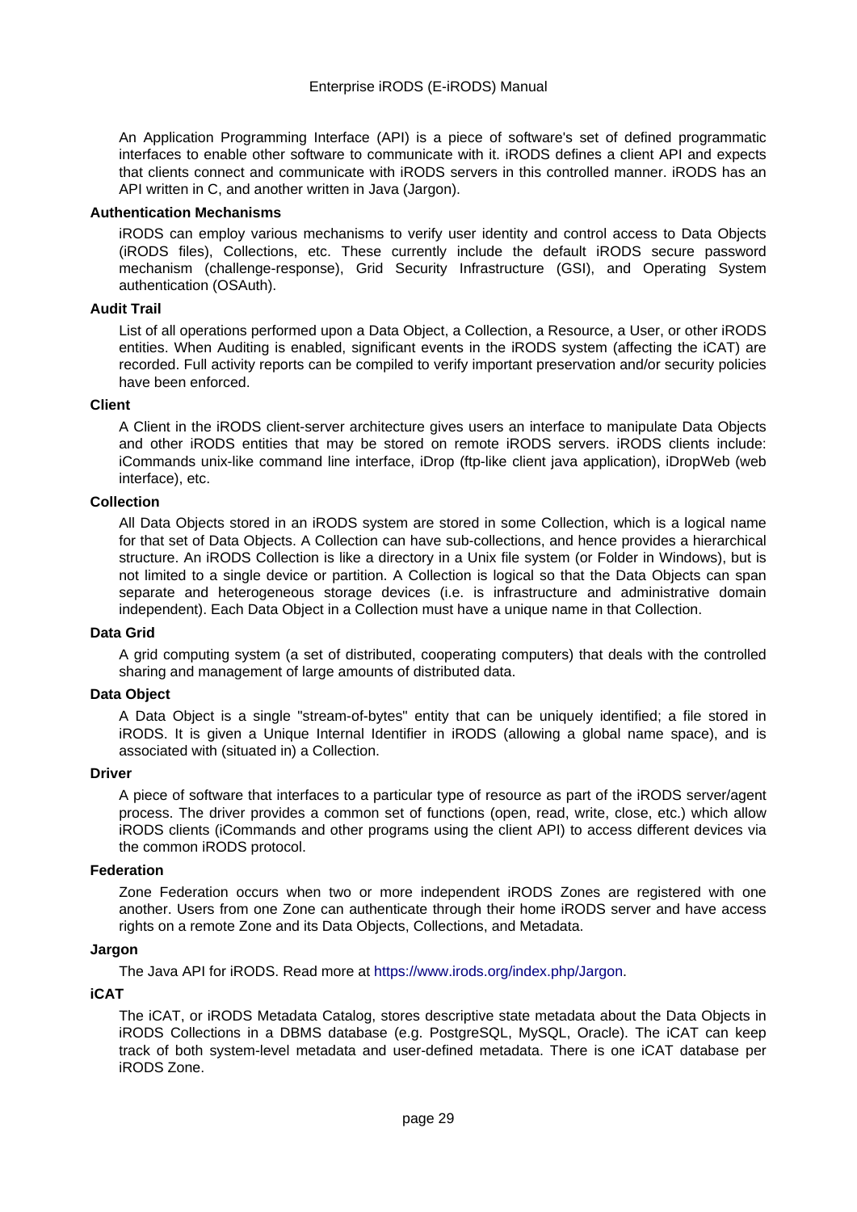An Application Programming Interface (API) is a piece of software's set of defined programmatic interfaces to enable other software to communicate with it. iRODS defines a client API and expects that clients connect and communicate with iRODS servers in this controlled manner. iRODS has an API written in C, and another written in Java (Jargon).

**Authentication Mechanisms**

iRODS can employ various mechanisms to verify user identity and control access to Data Objects (iRODS files), Collections, etc. These currently include the default iRODS secure password mechanism (challenge-response), Grid Security Infrastructure (GSI), and Operating System authentication (OSAuth).

**Audit Trail**

List of all operations performed upon a Data Object, a Collection, a Resource, a User, or other iRODS entities. When Auditing is enabled, significant events in the iRODS system (affecting the iCAT) are recorded. Full activity reports can be compiled to verify important preservation and/or security policies have been enforced.

**Client**

A Client in the iRODS client-server architecture gives users an interface to manipulate Data Objects and other iRODS entities that may be stored on remote iRODS servers. iRODS clients include: iCommands unix-like command line interface, iDrop (ftp-like client java application), iDropWeb (web interface), etc.

**Collection**

All Data Objects stored in an iRODS system are stored in some Collection, which is a logical name for that set of Data Objects. A Collection can have sub-collections, and hence provides a hierarchical structure. An iRODS Collection is like a directory in a Unix file system (or Folder in Windows), but is not limited to a single device or partition. A Collection is logical so that the Data Objects can span separate and heterogeneous storage devices (i.e. is infrastructure and administrative domain independent). Each Data Object in a Collection must have a unique name in that Collection.

**Data Grid**

A grid computing system (a set of distributed, cooperating computers) that deals with the controlled sharing and management of large amounts of distributed data.

**Data Object**

A Data Object is a single "stream-of-bytes" entity that can be uniquely identified; a file stored in iRODS. It is given a Unique Internal Identifier in iRODS (allowing a global name space), and is associated with (situated in) a Collection.

**Driver**

A piece of software that interfaces to a particular type of resource as part of the iRODS server/agent process. The driver provides a common set of functions (open, read, write, close, etc.) which allow iRODS clients (iCommands and other programs using the client API) to access different devices via the common iRODS protocol.

**Federation**

Zone Federation occurs when two or more independent iRODS Zones are registered with one another. Users from one Zone can authenticate through their home iRODS server and have access rights on a remote Zone and its Data Objects, Collections, and Metadata.

**Jargon**

The Java API for iRODS. Read more at https://www.irods.org/index.php/Jargon.

**iCAT**

The iCAT, or iRODS Metadata Catalog, stores descriptive state metadata about the Data Objects in iRODS Collections in a DBMS database (e.g. PostgreSQL, MySQL, Oracle). The iCAT can keep track of both system-level metadata and user-defined metadata. There is one iCAT database per iRODS Zone.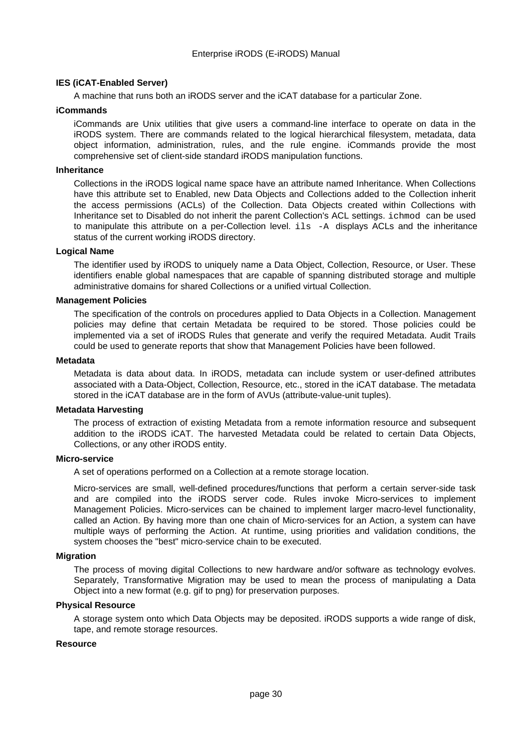**IES (iCAT-Enabled Server)**

A machine that runs both an iRODS server and the iCAT database for a particular Zone.

**iCommands**

iCommands are Unix utilities that give users a command-line interface to operate on data in the iRODS system. There are commands related to the logical hierarchical filesystem, metadata, data object information, administration, rules, and the rule engine. iCommands provide the most comprehensive set of client-side standard iRODS manipulation functions.

**Inheritance**

Collections in the iRODS logical name space have an attribute named Inheritance. When Collections have this attribute set to Enabled, new Data Objects and Collections added to the Collection inherit the access permissions (ACLs) of the Collection. Data Objects created within Collections with Inheritance set to Disabled do not inherit the parent Collection's ACL settings. `ichmod` can be used to manipulate this attribute on a per-Collection level. `ils -A` displays ACLs and the inheritance status of the current working iRODS directory.

**Logical Name**

The identifier used by iRODS to uniquely name a Data Object, Collection, Resource, or User. These identifiers enable global namespaces that are capable of spanning distributed storage and multiple administrative domains for shared Collections or a unified virtual Collection.

**Management Policies**

The specification of the controls on procedures applied to Data Objects in a Collection. Management policies may define that certain Metadata be required to be stored. Those policies could be implemented via a set of iRODS Rules that generate and verify the required Metadata. Audit Trails could be used to generate reports that show that Management Policies have been followed.

**Metadata**

Metadata is data about data. In iRODS, metadata can include system or user-defined attributes associated with a Data-Object, Collection, Resource, etc., stored in the iCAT database. The metadata stored in the iCAT database are in the form of AVUs (attribute-value-unit tuples).

**Metadata Harvesting**

The process of extraction of existing Metadata from a remote information resource and subsequent addition to the iRODS iCAT. The harvested Metadata could be related to certain Data Objects, Collections, or any other iRODS entity.

**Micro-service**

A set of operations performed on a Collection at a remote storage location.

Micro-services are small, well-defined procedures/functions that perform a certain server-side task and are compiled into the iRODS server code. Rules invoke Micro-services to implement Management Policies. Micro-services can be chained to implement larger macro-level functionality, called an Action. By having more than one chain of Micro-services for an Action, a system can have multiple ways of performing the Action. At runtime, using priorities and validation conditions, the system chooses the "best" micro-service chain to be executed.

**Migration**

The process of moving digital Collections to new hardware and/or software as technology evolves. Separately, Transformative Migration may be used to mean the process of manipulating a Data Object into a new format (e.g. gif to png) for preservation purposes.

**Physical Resource**

A storage system onto which Data Objects may be deposited. iRODS supports a wide range of disk, tape, and remote storage resources.

**Resource**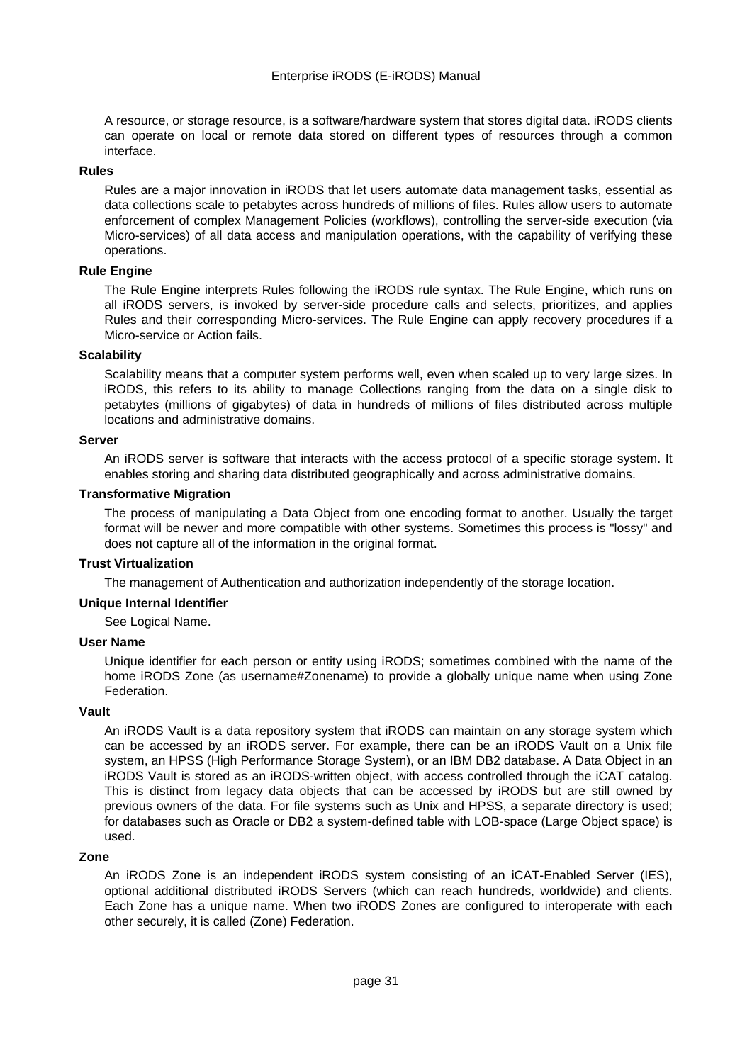A resource, or storage resource, is a software/hardware system that stores digital data. iRODS clients can operate on local or remote data stored on different types of resources through a common interface.

**Rules**

Rules are a major innovation in iRODS that let users automate data management tasks, essential as data collections scale to petabytes across hundreds of millions of files. Rules allow users to automate enforcement of complex Management Policies (workflows), controlling the server-side execution (via Micro-services) of all data access and manipulation operations, with the capability of verifying these operations.

**Rule Engine**

The Rule Engine interprets Rules following the iRODS rule syntax. The Rule Engine, which runs on all iRODS servers, is invoked by server-side procedure calls and selects, prioritizes, and applies Rules and their corresponding Micro-services. The Rule Engine can apply recovery procedures if a Micro-service or Action fails.

**Scalability**

Scalability means that a computer system performs well, even when scaled up to very large sizes. In iRODS, this refers to its ability to manage Collections ranging from the data on a single disk to petabytes (millions of gigabytes) of data in hundreds of millions of files distributed across multiple locations and administrative domains.

**Server**

An iRODS server is software that interacts with the access protocol of a specific storage system. It enables storing and sharing data distributed geographically and across administrative domains.

**Transformative Migration**

The process of manipulating a Data Object from one encoding format to another. Usually the target format will be newer and more compatible with other systems. Sometimes this process is "lossy" and does not capture all of the information in the original format.

**Trust Virtualization**

The management of Authentication and authorization independently of the storage location.

**Unique Internal Identifier**

See Logical Name.

**User Name**

Unique identifier for each person or entity using iRODS; sometimes combined with the name of the home iRODS Zone (as username#Zonename) to provide a globally unique name when using Zone Federation.

**Vault**

An iRODS Vault is a data repository system that iRODS can maintain on any storage system which can be accessed by an iRODS server. For example, there can be an iRODS Vault on a Unix file system, an HPSS (High Performance Storage System), or an IBM DB2 database. A Data Object in an iRODS Vault is stored as an iRODS-written object, with access controlled through the iCAT catalog. This is distinct from legacy data objects that can be accessed by iRODS but are still owned by previous owners of the data. For file systems such as Unix and HPSS, a separate directory is used; for databases such as Oracle or DB2 a system-defined table with LOB-space (Large Object space) is used.

**Zone**

An iRODS Zone is an independent iRODS system consisting of an iCAT-Enabled Server (IES), optional additional distributed iRODS Servers (which can reach hundreds, worldwide) and clients. Each Zone has a unique name. When two iRODS Zones are configured to interoperate with each other securely, it is called (Zone) Federation.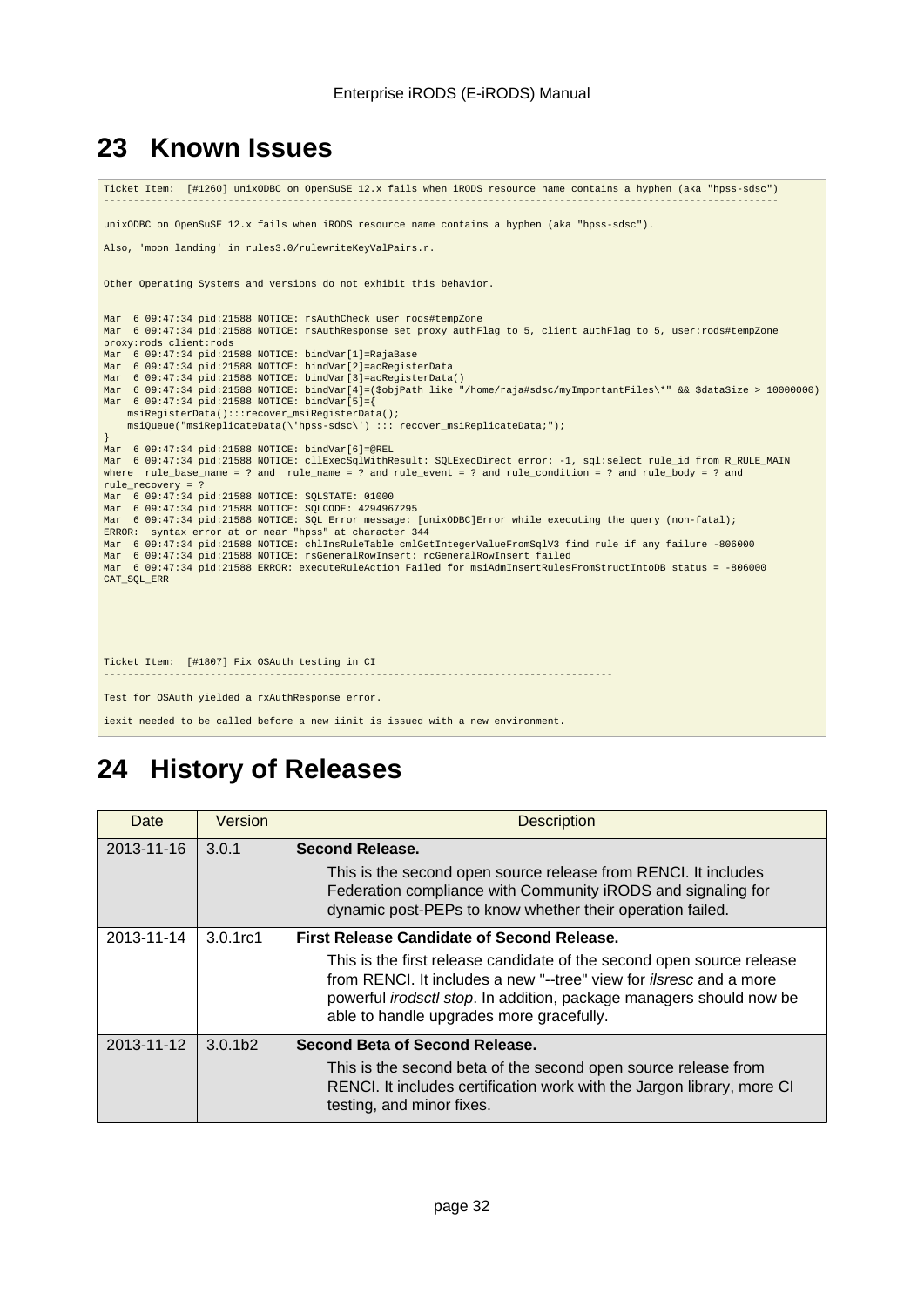# 23 Known Issues

```
Ticket Item:  [#1260] unixODBC on OpenSuSE 12.x fails when iRODS resource name contains a hyphen (aka "hpss-sdsc")
----------------------------------------------------------------------------------------------------------------

unixODBC on OpenSuSE 12.x fails when iRODS resource name contains a hyphen (aka "hpss-sdsc").

Also, 'moon landing' in rules3.0/rulewriteKeyValPairs.r.


Other Operating Systems and versions do not exhibit this behavior.


Mar  6 09:47:34 pid:21588 NOTICE: rsAuthCheck user rods#tempZone
Mar  6 09:47:34 pid:21588 NOTICE: rsAuthResponse set proxy authFlag to 5, client authFlag to 5, user:rods#tempZone
proxy:rods client:rods
Mar  6 09:47:34 pid:21588 NOTICE: bindVar[1]=RajaBase
Mar  6 09:47:34 pid:21588 NOTICE: bindVar[2]=acRegisterData
Mar  6 09:47:34 pid:21588 NOTICE: bindVar[3]=acRegisterData()
Mar  6 09:47:34 pid:21588 NOTICE: bindVar[4]=($objPath like "/home/raja#sdsc/myImportantFiles\*" && $dataSize > 10000000)
Mar  6 09:47:34 pid:21588 NOTICE: bindVar[5]={
    msiRegisterData():::recover_msiRegisterData();
    msiQueue("msiReplicateData(\'hpss-sdsc\') ::: recover_msiReplicateData;");
}
Mar  6 09:47:34 pid:21588 NOTICE: bindVar[6]=@REL
Mar  6 09:47:34 pid:21588 NOTICE: cllExecSqlWithResult: SQLExecDirect error: -1, sql:select rule_id from R_RULE_MAIN
where  rule_base_name = ? and  rule_name = ? and rule_event = ? and rule_condition = ? and rule_body = ? and
rule_recovery = ?
Mar  6 09:47:34 pid:21588 NOTICE: SQLSTATE: 01000
Mar  6 09:47:34 pid:21588 NOTICE: SQLCODE: 4294967295
Mar  6 09:47:34 pid:21588 NOTICE: SQL Error message: [unixODBC]Error while executing the query (non-fatal);
ERROR:  syntax error at or near "hpss" at character 344
Mar  6 09:47:34 pid:21588 NOTICE: chlInsRuleTable cmlGetIntegerValueFromSqlV3 find rule if any failure -806000
Mar  6 09:47:34 pid:21588 NOTICE: rsGeneralRowInsert: rcGeneralRowInsert failed
Mar  6 09:47:34 pid:21588 ERROR: executeRuleAction Failed for msiAdmInsertRulesFromStructIntoDB status = -806000
CAT_SQL_ERR





Ticket Item:  [#1807] Fix OSAuth testing in CI
------------------------------------------------------------------------------------

Test for OSAuth yielded a rxAuthResponse error.

iexit needed to be called before a new iinit is issued with a new environment.
```

# 24 History of Releases

| Date | Version | Description |
|---|---|---|
| 2013-11-16 | 3.0.1 | **Second Release.**<br><br>This is the second open source release from RENCI. It includes Federation compliance with Community iRODS and signaling for dynamic post-PEPs to know whether their operation failed. |
| 2013-11-14 | 3.0.1rc1 | **First Release Candidate of Second Release.**<br><br>This is the first release candidate of the second open source release from RENCI. It includes a new "--tree" view for *ilsresc* and a more powerful *irodsctl stop*. In addition, package managers should now be able to handle upgrades more gracefully. |
| 2013-11-12 | 3.0.1b2 | **Second Beta of Second Release.**<br><br>This is the second beta of the second open source release from RENCI. It includes certification work with the Jargon library, more CI testing, and minor fixes. |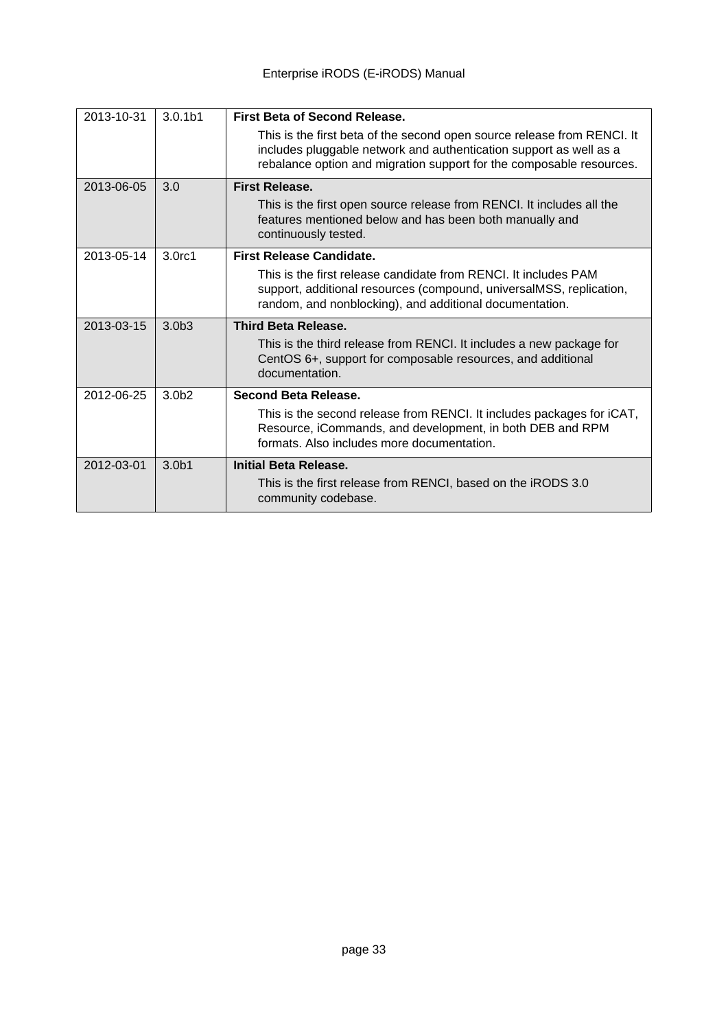| | | |
|---|---|---|
| 2013-10-31 | 3.0.1b1 | **First Beta of Second Release.**<br>This is the first beta of the second open source release from RENCI. It includes pluggable network and authentication support as well as a rebalance option and migration support for the composable resources. |
| 2013-06-05 | 3.0 | **First Release.**<br>This is the first open source release from RENCI. It includes all the features mentioned below and has been both manually and continuously tested. |
| 2013-05-14 | 3.0rc1 | **First Release Candidate.**<br>This is the first release candidate from RENCI. It includes PAM support, additional resources (compound, universalMSS, replication, random, and nonblocking), and additional documentation. |
| 2013-03-15 | 3.0b3 | **Third Beta Release.**<br>This is the third release from RENCI. It includes a new package for CentOS 6+, support for composable resources, and additional documentation. |
| 2012-06-25 | 3.0b2 | **Second Beta Release.**<br>This is the second release from RENCI. It includes packages for iCAT, Resource, iCommands, and development, in both DEB and RPM formats. Also includes more documentation. |
| 2012-03-01 | 3.0b1 | **Initial Beta Release.**<br>This is the first release from RENCI, based on the iRODS 3.0 community codebase. |